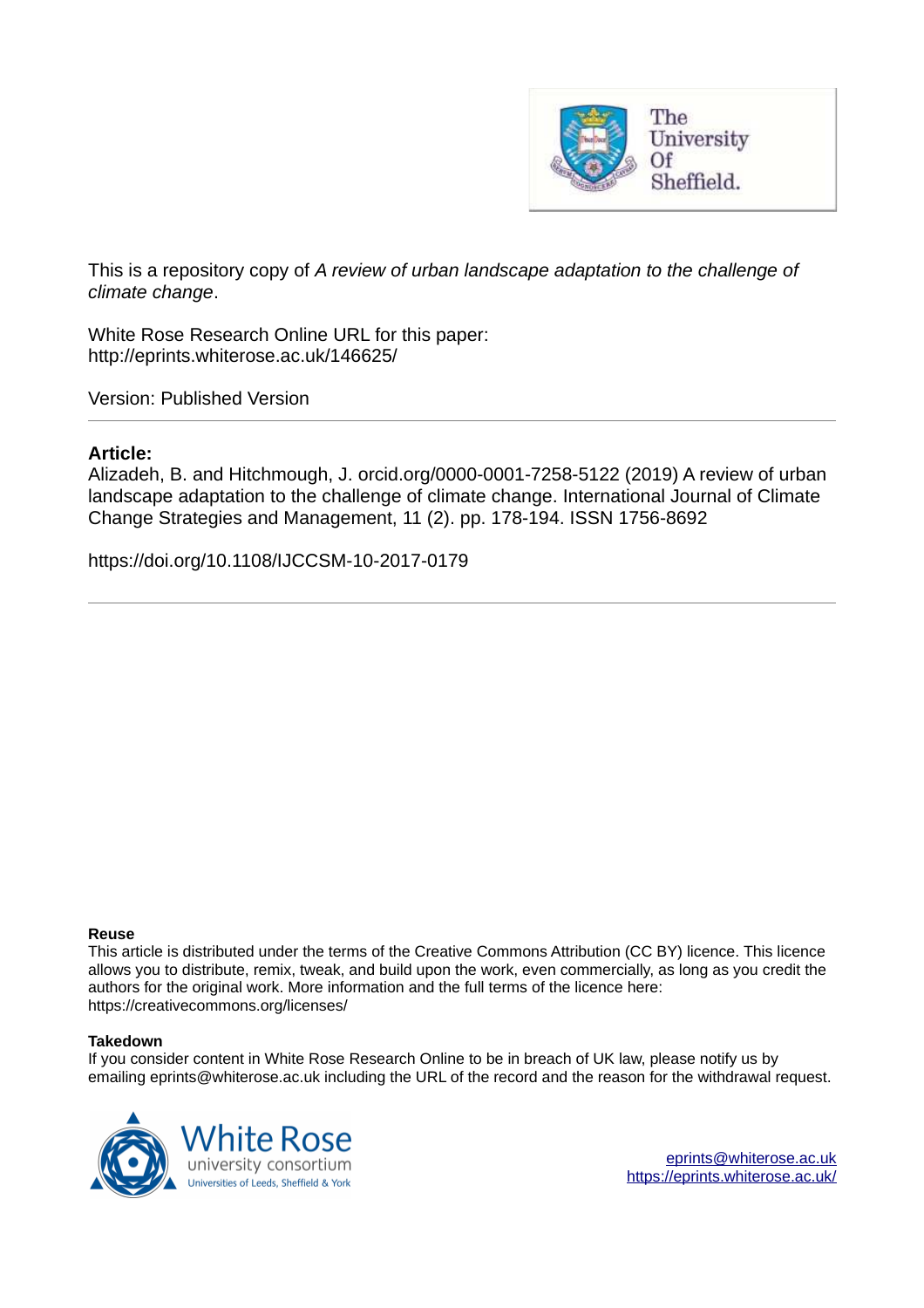This is a repository copy of *A review of urban landscape adaptation to the challenge of climate change*.

White Rose Research Online URL for this paper:
http://eprints.whiterose.ac.uk/146625/

Version: Published Version

**Article:**

Alizadeh, B. and Hitchmough, J. orcid.org/0000-0001-7258-5122 (2019) A review of urban landscape adaptation to the challenge of climate change. International Journal of Climate Change Strategies and Management, 11 (2). pp. 178-194. ISSN 1756-8692

https://doi.org/10.1108/IJCCSM-10-2017-0179

**Reuse**

This article is distributed under the terms of the Creative Commons Attribution (CC BY) licence. This licence allows you to distribute, remix, tweak, and build upon the work, even commercially, as long as you credit the authors for the original work. More information and the full terms of the licence here: https://creativecommons.org/licenses/

**Takedown**

If you consider content in White Rose Research Online to be in breach of UK law, please notify us by emailing eprints@whiterose.ac.uk including the URL of the record and the reason for the withdrawal request.

eprints@whiterose.ac.uk
https://eprints.whiterose.ac.uk/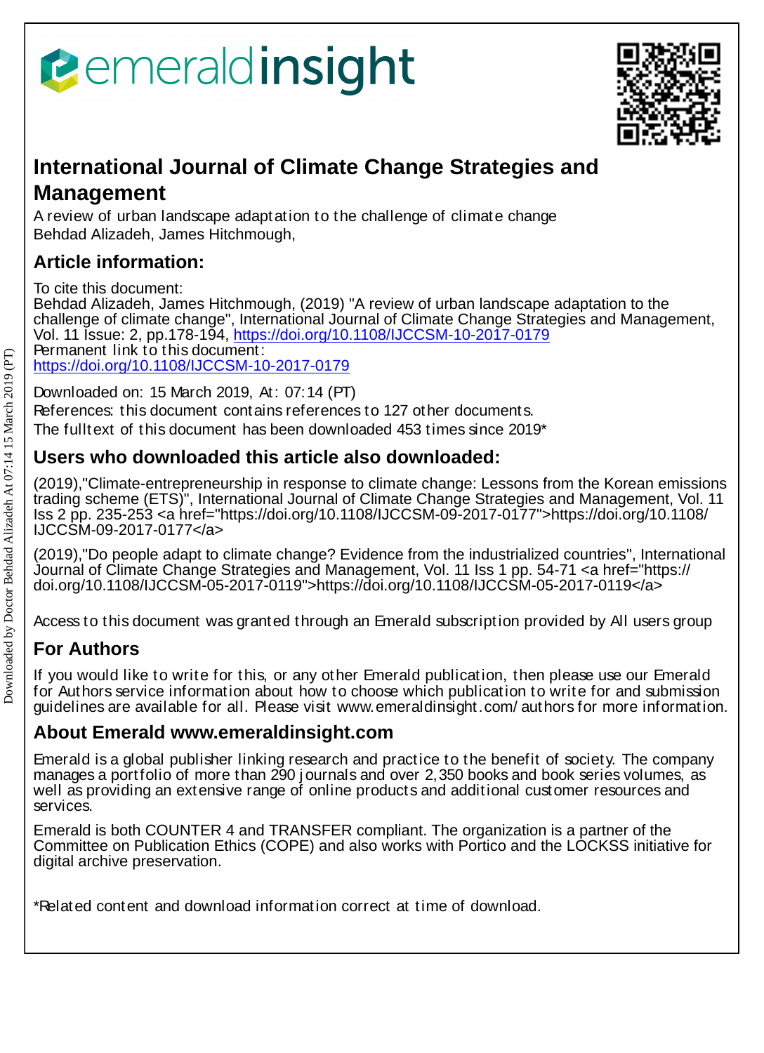# International Journal of Climate Change Strategies and Management

A review of urban landscape adaptation to the challenge of climate change
Behdad Alizadeh, James Hitchmough,

## Article information:

To cite this document:
Behdad Alizadeh, James Hitchmough, (2019) "A review of urban landscape adaptation to the challenge of climate change", International Journal of Climate Change Strategies and Management, Vol. 11 Issue: 2, pp.178-194, https://doi.org/10.1108/IJCCSM-10-2017-0179
Permanent link to this document:
https://doi.org/10.1108/IJCCSM-10-2017-0179

Downloaded on: 15 March 2019, At: 07:14 (PT)
References: this document contains references to 127 other documents.
The fulltext of this document has been downloaded 453 times since 2019*

## Users who downloaded this article also downloaded:

(2019),"Climate-entrepreneurship in response to climate change: Lessons from the Korean emissions trading scheme (ETS)", International Journal of Climate Change Strategies and Management, Vol. 11 Iss 2 pp. 235-253 <a href="https://doi.org/10.1108/IJCCSM-09-2017-0177">https://doi.org/10.1108/IJCCSM-09-2017-0177</a>

(2019),"Do people adapt to climate change? Evidence from the industrialized countries", International Journal of Climate Change Strategies and Management, Vol. 11 Iss 1 pp. 54-71 <a href="https://doi.org/10.1108/IJCCSM-05-2017-0119">https://doi.org/10.1108/IJCCSM-05-2017-0119</a>

Access to this document was granted through an Emerald subscription provided by All users group

## For Authors

If you would like to write for this, or any other Emerald publication, then please use our Emerald for Authors service information about how to choose which publication to write for and submission guidelines are available for all. Please visit www.emeraldinsight.com/authors for more information.

## About Emerald www.emeraldinsight.com

Emerald is a global publisher linking research and practice to the benefit of society. The company manages a portfolio of more than 290 journals and over 2,350 books and book series volumes, as well as providing an extensive range of online products and additional customer resources and services.

Emerald is both COUNTER 4 and TRANSFER compliant. The organization is a partner of the Committee on Publication Ethics (COPE) and also works with Portico and the LOCKSS initiative for digital archive preservation.

*Related content and download information correct at time of download.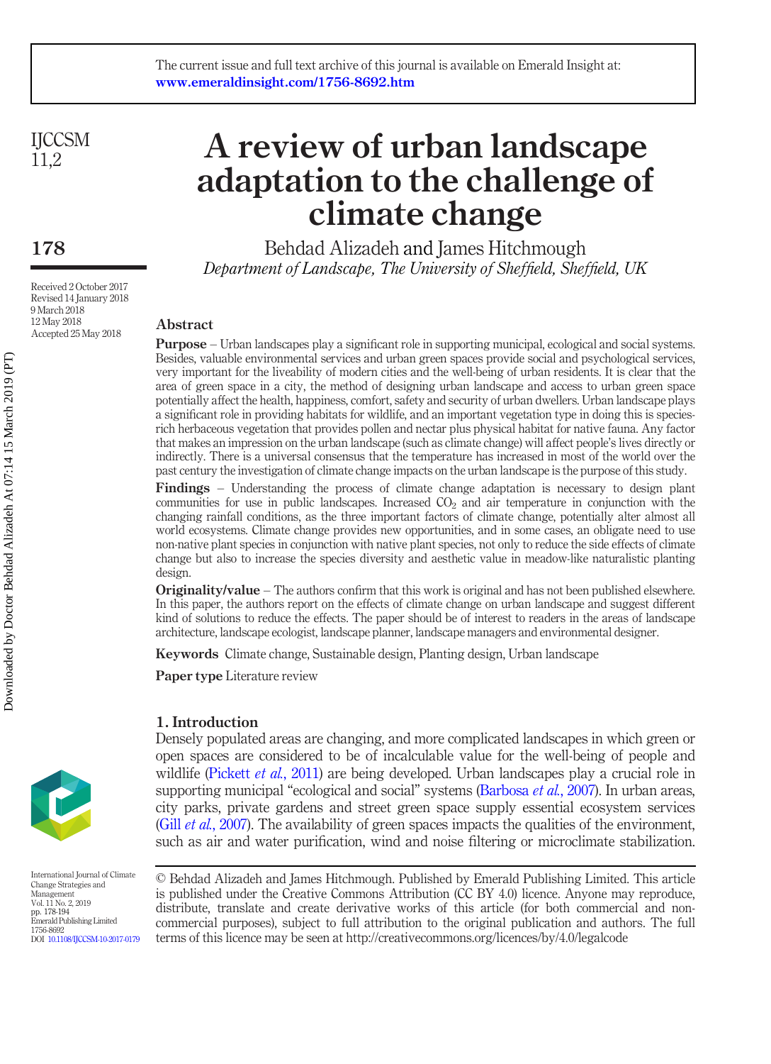The current issue and full text archive of this journal is available on Emerald Insight at: www.emeraldinsight.com/1756-8692.htm

# A review of urban landscape adaptation to the challenge of climate change

Behdad Alizadeh and James Hitchmough

*Department of Landscape, The University of Sheffield, Sheffield, UK*

Received 2 October 2017
Revised 14 January 2018
9 March 2018
12 May 2018
Accepted 25 May 2018

## Abstract

**Purpose** – Urban landscapes play a significant role in supporting municipal, ecological and social systems. Besides, valuable environmental services and urban green spaces provide social and psychological services, very important for the liveability of modern cities and the well-being of urban residents. It is clear that the area of green space in a city, the method of designing urban landscape and access to urban green space potentially affect the health, happiness, comfort, safety and security of urban dwellers. Urban landscape plays a significant role in providing habitats for wildlife, and an important vegetation type in doing this is species-rich herbaceous vegetation that provides pollen and nectar plus physical habitat for native fauna. Any factor that makes an impression on the urban landscape (such as climate change) will affect people's lives directly or indirectly. There is a universal consensus that the temperature has increased in most of the world over the past century the investigation of climate change impacts on the urban landscape is the purpose of this study.

**Findings** – Understanding the process of climate change adaptation is necessary to design plant communities for use in public landscapes. Increased $CO_2$ and air temperature in conjunction with the changing rainfall conditions, as the three important factors of climate change, potentially alter almost all world ecosystems. Climate change provides new opportunities, and in some cases, an obligate need to use non-native plant species in conjunction with native plant species, not only to reduce the side effects of climate change but also to increase the species diversity and aesthetic value in meadow-like naturalistic planting design.

**Originality/value** – The authors confirm that this work is original and has not been published elsewhere. In this paper, the authors report on the effects of climate change on urban landscape and suggest different kind of solutions to reduce the effects. The paper should be of interest to readers in the areas of landscape architecture, landscape ecologist, landscape planner, landscape managers and environmental designer.

**Keywords** Climate change, Sustainable design, Planting design, Urban landscape

**Paper type** Literature review

## 1. Introduction

Densely populated areas are changing, and more complicated landscapes in which green or open spaces are considered to be of incalculable value for the well-being of people and wildlife (Pickett *et al.*, 2011) are being developed. Urban landscapes play a crucial role in supporting municipal "ecological and social" systems (Barbosa *et al.*, 2007). In urban areas, city parks, private gardens and street green space supply essential ecosystem services (Gill *et al.*, 2007). The availability of green spaces impacts the qualities of the environment, such as air and water purification, wind and noise filtering or microclimate stabilization.

© Behdad Alizadeh and James Hitchmough. Published by Emerald Publishing Limited. This article is published under the Creative Commons Attribution (CC BY 4.0) licence. Anyone may reproduce, distribute, translate and create derivative works of this article (for both commercial and non-commercial purposes), subject to full attribution to the original publication and authors. The full terms of this licence may be seen at http://creativecommons.org/licences/by/4.0/legalcode

International Journal of Climate Change Strategies and Management
Vol. 11 No. 2, 2019
pp. 178-194
Emerald Publishing Limited
1756-8692
DOI 10.1108/IJCCSM-10-2017-0179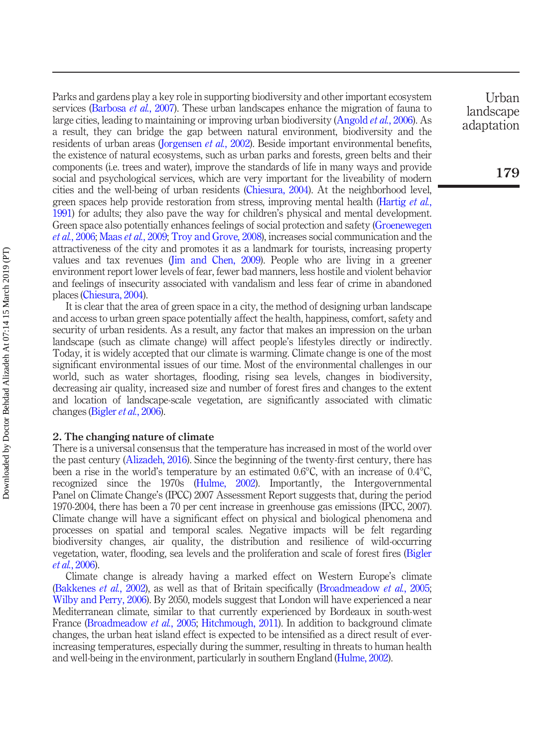Parks and gardens play a key role in supporting biodiversity and other important ecosystem services (Barbosa *et al.*, 2007). These urban landscapes enhance the migration of fauna to large cities, leading to maintaining or improving urban biodiversity (Angold *et al.*, 2006). As a result, they can bridge the gap between natural environment, biodiversity and the residents of urban areas (Jorgensen *et al.*, 2002). Beside important environmental benefits, the existence of natural ecosystems, such as urban parks and forests, green belts and their components (i.e. trees and water), improve the standards of life in many ways and provide social and psychological services, which are very important for the liveability of modern cities and the well-being of urban residents (Chiesura, 2004). At the neighborhood level, green spaces help provide restoration from stress, improving mental health (Hartig *et al.*, 1991) for adults; they also pave the way for children's physical and mental development. Green space also potentially enhances feelings of social protection and safety (Groenewegen *et al.*, 2006; Maas *et al.*, 2009; Troy and Grove, 2008), increases social communication and the attractiveness of the city and promotes it as a landmark for tourists, increasing property values and tax revenues (Jim and Chen, 2009). People who are living in a greener environment report lower levels of fear, fewer bad manners, less hostile and violent behavior and feelings of insecurity associated with vandalism and less fear of crime in abandoned places (Chiesura, 2004).

It is clear that the area of green space in a city, the method of designing urban landscape and access to urban green space potentially affect the health, happiness, comfort, safety and security of urban residents. As a result, any factor that makes an impression on the urban landscape (such as climate change) will affect people's lifestyles directly or indirectly. Today, it is widely accepted that our climate is warming. Climate change is one of the most significant environmental issues of our time. Most of the environmental challenges in our world, such as water shortages, flooding, rising sea levels, changes in biodiversity, decreasing air quality, increased size and number of forest fires and changes to the extent and location of landscape-scale vegetation, are significantly associated with climatic changes (Bigler *et al.*, 2006).

## 2. The changing nature of climate

There is a universal consensus that the temperature has increased in most of the world over the past century (Alizadeh, 2016). Since the beginning of the twenty-first century, there has been a rise in the world's temperature by an estimated 0.6°C, with an increase of 0.4°C, recognized since the 1970s (Hulme, 2002). Importantly, the Intergovernmental Panel on Climate Change's (IPCC) 2007 Assessment Report suggests that, during the period 1970-2004, there has been a 70 per cent increase in greenhouse gas emissions (IPCC, 2007). Climate change will have a significant effect on physical and biological phenomena and processes on spatial and temporal scales. Negative impacts will be felt regarding biodiversity changes, air quality, the distribution and resilience of wild-occurring vegetation, water, flooding, sea levels and the proliferation and scale of forest fires (Bigler *et al.*, 2006).

Climate change is already having a marked effect on Western Europe's climate (Bakkenes *et al.*, 2002), as well as that of Britain specifically (Broadmeadow *et al.*, 2005; Wilby and Perry, 2006). By 2050, models suggest that London will have experienced a near Mediterranean climate, similar to that currently experienced by Bordeaux in south-west France (Broadmeadow *et al.*, 2005; Hitchmough, 2011). In addition to background climate changes, the urban heat island effect is expected to be intensified as a direct result of ever-increasing temperatures, especially during the summer, resulting in threats to human health and well-being in the environment, particularly in southern England (Hulme, 2002).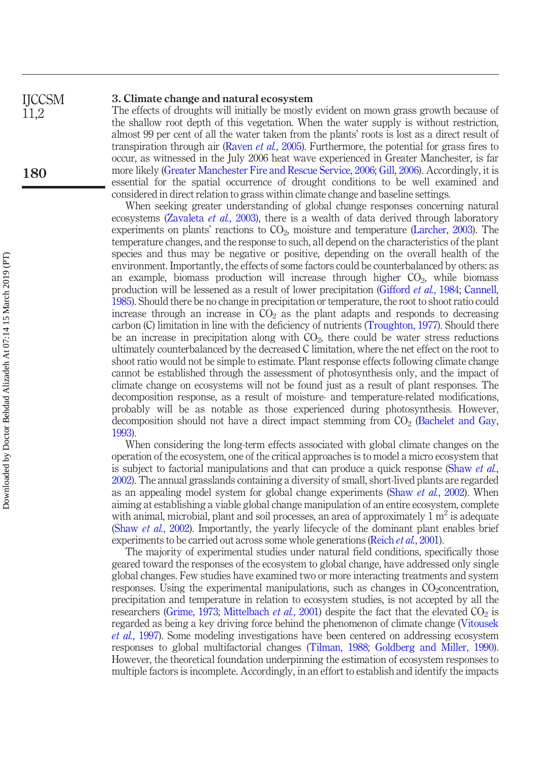### 3. Climate change and natural ecosystem

The effects of droughts will initially be mostly evident on mown grass growth because of the shallow root depth of this vegetation. When the water supply is without restriction, almost 99 per cent of all the water taken from the plants' roots is lost as a direct result of transpiration through air (Raven *et al.*, 2005). Furthermore, the potential for grass fires to occur, as witnessed in the July 2006 heat wave experienced in Greater Manchester, is far more likely (Greater Manchester Fire and Rescue Service, 2006; Gill, 2006). Accordingly, it is essential for the spatial occurrence of drought conditions to be well examined and considered in direct relation to grass within climate change and baseline settings.

When seeking greater understanding of global change responses concerning natural ecosystems (Zavaleta *et al.*, 2003), there is a wealth of data derived through laboratory experiments on plants' reactions to $CO_2$, moisture and temperature (Larcher, 2003). The temperature changes, and the response to such, all depend on the characteristics of the plant species and thus may be negative or positive, depending on the overall health of the environment. Importantly, the effects of some factors could be counterbalanced by others: as an example, biomass production will increase through higher $CO_2$, while biomass production will be lessened as a result of lower precipitation (Gifford *et al.*, 1984; Cannell, 1985). Should there be no change in precipitation or temperature, the root to shoot ratio could increase through an increase in $CO_2$ as the plant adapts and responds to decreasing carbon (C) limitation in line with the deficiency of nutrients (Troughton, 1977). Should there be an increase in precipitation along with $CO_2$, there could be water stress reductions ultimately counterbalanced by the decreased C limitation, where the net effect on the root to shoot ratio would not be simple to estimate. Plant response effects following climate change cannot be established through the assessment of photosynthesis only, and the impact of climate change on ecosystems will not be found just as a result of plant responses. The decomposition response, as a result of moisture- and temperature-related modifications, probably will be as notable as those experienced during photosynthesis. However, decomposition should not have a direct impact stemming from $CO_2$ (Bachelet and Gay, 1993).

When considering the long-term effects associated with global climate changes on the operation of the ecosystem, one of the critical approaches is to model a micro ecosystem that is subject to factorial manipulations and that can produce a quick response (Shaw *et al.*, 2002). The annual grasslands containing a diversity of small, short-lived plants are regarded as an appealing model system for global change experiments (Shaw *et al.*, 2002). When aiming at establishing a viable global change manipulation of an entire ecosystem, complete with animal, microbial, plant and soil processes, an area of approximately 1 $m^2$ is adequate (Shaw *et al.*, 2002). Importantly, the yearly lifecycle of the dominant plant enables brief experiments to be carried out across some whole generations (Reich *et al.*, 2001).

The majority of experimental studies under natural field conditions, specifically those geared toward the responses of the ecosystem to global change, have addressed only single global changes. Few studies have examined two or more interacting treatments and system responses. Using the experimental manipulations, such as changes in $CO_2$concentration, precipitation and temperature in relation to ecosystem studies, is not accepted by all the researchers (Grime, 1973; Mittelbach *et al.*, 2001) despite the fact that the elevated $CO_2$ is regarded as being a key driving force behind the phenomenon of climate change (Vitousek *et al.*, 1997). Some modeling investigations have been centered on addressing ecosystem responses to global multifactorial changes (Tilman, 1988; Goldberg and Miller, 1990). However, the theoretical foundation underpinning the estimation of ecosystem responses to multiple factors is incomplete. Accordingly, in an effort to establish and identify the impacts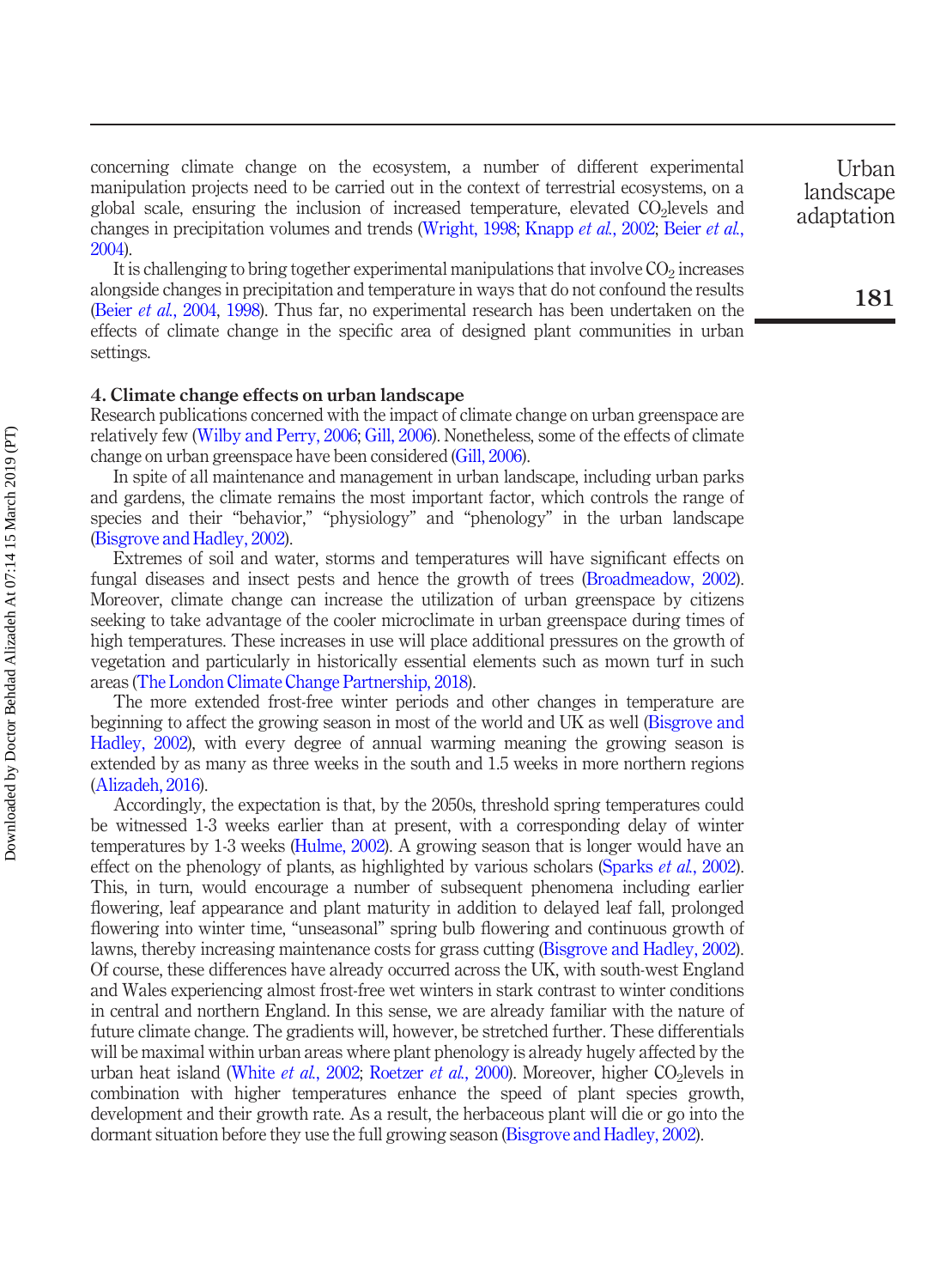concerning climate change on the ecosystem, a number of different experimental manipulation projects need to be carried out in the context of terrestrial ecosystems, on a global scale, ensuring the inclusion of increased temperature, elevated $CO_2$levels and changes in precipitation volumes and trends (Wright, 1998; Knapp *et al.*, 2002; Beier *et al.*, 2004).

It is challenging to bring together experimental manipulations that involve $CO_2$ increases alongside changes in precipitation and temperature in ways that do not confound the results (Beier *et al.*, 2004, 1998). Thus far, no experimental research has been undertaken on the effects of climate change in the specific area of designed plant communities in urban settings.

## 4. Climate change effects on urban landscape

Research publications concerned with the impact of climate change on urban greenspace are relatively few (Wilby and Perry, 2006; Gill, 2006). Nonetheless, some of the effects of climate change on urban greenspace have been considered (Gill, 2006).

In spite of all maintenance and management in urban landscape, including urban parks and gardens, the climate remains the most important factor, which controls the range of species and their "behavior," "physiology" and "phenology" in the urban landscape (Bisgrove and Hadley, 2002).

Extremes of soil and water, storms and temperatures will have significant effects on fungal diseases and insect pests and hence the growth of trees (Broadmeadow, 2002). Moreover, climate change can increase the utilization of urban greenspace by citizens seeking to take advantage of the cooler microclimate in urban greenspace during times of high temperatures. These increases in use will place additional pressures on the growth of vegetation and particularly in historically essential elements such as mown turf in such areas (The London Climate Change Partnership, 2018).

The more extended frost-free winter periods and other changes in temperature are beginning to affect the growing season in most of the world and UK as well (Bisgrove and Hadley, 2002), with every degree of annual warming meaning the growing season is extended by as many as three weeks in the south and 1.5 weeks in more northern regions (Alizadeh, 2016).

Accordingly, the expectation is that, by the 2050s, threshold spring temperatures could be witnessed 1-3 weeks earlier than at present, with a corresponding delay of winter temperatures by 1-3 weeks (Hulme, 2002). A growing season that is longer would have an effect on the phenology of plants, as highlighted by various scholars (Sparks *et al.*, 2002). This, in turn, would encourage a number of subsequent phenomena including earlier flowering, leaf appearance and plant maturity in addition to delayed leaf fall, prolonged flowering into winter time, "unseasonal" spring bulb flowering and continuous growth of lawns, thereby increasing maintenance costs for grass cutting (Bisgrove and Hadley, 2002). Of course, these differences have already occurred across the UK, with south-west England and Wales experiencing almost frost-free wet winters in stark contrast to winter conditions in central and northern England. In this sense, we are already familiar with the nature of future climate change. The gradients will, however, be stretched further. These differentials will be maximal within urban areas where plant phenology is already hugely affected by the urban heat island (White *et al.*, 2002; Roetzer *et al.*, 2000). Moreover, higher $CO_2$levels in combination with higher temperatures enhance the speed of plant species growth, development and their growth rate. As a result, the herbaceous plant will die or go into the dormant situation before they use the full growing season (Bisgrove and Hadley, 2002).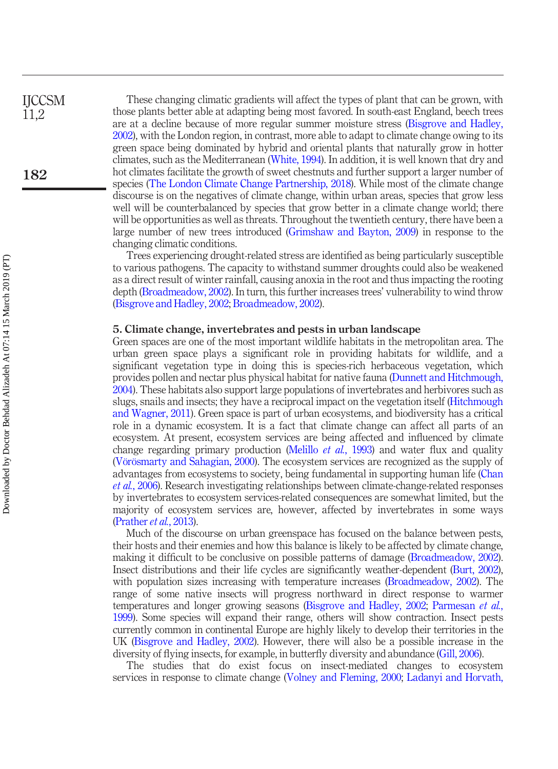These changing climatic gradients will affect the types of plant that can be grown, with those plants better able at adapting being most favored. In south-east England, beech trees are at a decline because of more regular summer moisture stress (Bisgrove and Hadley, 2002), with the London region, in contrast, more able to adapt to climate change owing to its green space being dominated by hybrid and oriental plants that naturally grow in hotter climates, such as the Mediterranean (White, 1994). In addition, it is well known that dry and hot climates facilitate the growth of sweet chestnuts and further support a larger number of species (The London Climate Change Partnership, 2018). While most of the climate change discourse is on the negatives of climate change, within urban areas, species that grow less well will be counterbalanced by species that grow better in a climate change world; there will be opportunities as well as threats. Throughout the twentieth century, there have been a large number of new trees introduced (Grimshaw and Bayton, 2009) in response to the changing climatic conditions.

Trees experiencing drought-related stress are identified as being particularly susceptible to various pathogens. The capacity to withstand summer droughts could also be weakened as a direct result of winter rainfall, causing anoxia in the root and thus impacting the rooting depth (Broadmeadow, 2002). In turn, this further increases trees' vulnerability to wind throw (Bisgrove and Hadley, 2002; Broadmeadow, 2002).

## 5. Climate change, invertebrates and pests in urban landscape

Green spaces are one of the most important wildlife habitats in the metropolitan area. The urban green space plays a significant role in providing habitats for wildlife, and a significant vegetation type in doing this is species-rich herbaceous vegetation, which provides pollen and nectar plus physical habitat for native fauna (Dunnett and Hitchmough, 2004). These habitats also support large populations of invertebrates and herbivores such as slugs, snails and insects; they have a reciprocal impact on the vegetation itself (Hitchmough and Wagner, 2011). Green space is part of urban ecosystems, and biodiversity has a critical role in a dynamic ecosystem. It is a fact that climate change can affect all parts of an ecosystem. At present, ecosystem services are being affected and influenced by climate change regarding primary production (Melillo *et al.*, 1993) and water flux and quality (Vörösmarty and Sahagian, 2000). The ecosystem services are recognized as the supply of advantages from ecosystems to society, being fundamental in supporting human life (Chan *et al.*, 2006). Research investigating relationships between climate-change-related responses by invertebrates to ecosystem services-related consequences are somewhat limited, but the majority of ecosystem services are, however, affected by invertebrates in some ways (Prather *et al.*, 2013).

Much of the discourse on urban greenspace has focused on the balance between pests, their hosts and their enemies and how this balance is likely to be affected by climate change, making it difficult to be conclusive on possible patterns of damage (Broadmeadow, 2002). Insect distributions and their life cycles are significantly weather-dependent (Burt, 2002), with population sizes increasing with temperature increases (Broadmeadow, 2002). The range of some native insects will progress northward in direct response to warmer temperatures and longer growing seasons (Bisgrove and Hadley, 2002; Parmesan *et al.*, 1999). Some species will expand their range, others will show contraction. Insect pests currently common in continental Europe are highly likely to develop their territories in the UK (Bisgrove and Hadley, 2002). However, there will also be a possible increase in the diversity of flying insects, for example, in butterfly diversity and abundance (Gill, 2006).

The studies that do exist focus on insect-mediated changes to ecosystem services in response to climate change (Volney and Fleming, 2000; Ladanyi and Horvath,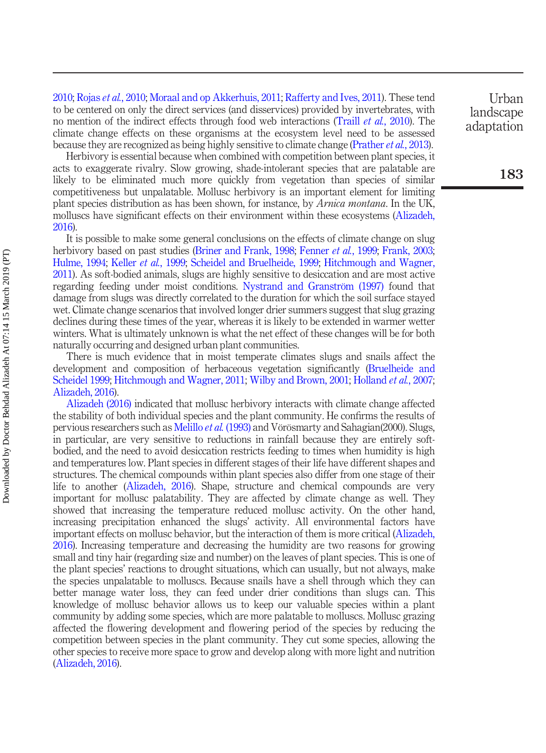2010; Rojas *et al.*, 2010; Moraal and op Akkerhuis, 2011; Rafferty and Ives, 2011). These tend to be centered on only the direct services (and disservices) provided by invertebrates, with no mention of the indirect effects through food web interactions (Traill *et al.*, 2010). The climate change effects on these organisms at the ecosystem level need to be assessed because they are recognized as being highly sensitive to climate change (Prather *et al.*, 2013).

Herbivory is essential because when combined with competition between plant species, it acts to exaggerate rivalry. Slow growing, shade-intolerant species that are palatable are likely to be eliminated much more quickly from vegetation than species of similar competitiveness but unpalatable. Mollusc herbivory is an important element for limiting plant species distribution as has been shown, for instance, by *Arnica montana*. In the UK, molluscs have significant effects on their environment within these ecosystems (Alizadeh, 2016).

It is possible to make some general conclusions on the effects of climate change on slug herbivory based on past studies (Briner and Frank, 1998; Fenner *et al.*, 1999; Frank, 2003; Hulme, 1994; Keller *et al.*, 1999; Scheidel and Bruelheide, 1999; Hitchmough and Wagner, 2011). As soft-bodied animals, slugs are highly sensitive to desiccation and are most active regarding feeding under moist conditions. Nystrand and Granström (1997) found that damage from slugs was directly correlated to the duration for which the soil surface stayed wet. Climate change scenarios that involved longer drier summers suggest that slug grazing declines during these times of the year, whereas it is likely to be extended in warmer wetter winters. What is ultimately unknown is what the net effect of these changes will be for both naturally occurring and designed urban plant communities.

There is much evidence that in moist temperate climates slugs and snails affect the development and composition of herbaceous vegetation significantly (Bruelheide and Scheidel 1999; Hitchmough and Wagner, 2011; Wilby and Brown, 2001; Holland *et al.*, 2007; Alizadeh, 2016).

Alizadeh (2016) indicated that mollusc herbivory interacts with climate change affected the stability of both individual species and the plant community. He confirms the results of pervious researchers such as Melillo *et al.* (1993) and Vörösmarty and Sahagian(2000). Slugs, in particular, are very sensitive to reductions in rainfall because they are entirely soft-bodied, and the need to avoid desiccation restricts feeding to times when humidity is high and temperatures low. Plant species in different stages of their life have different shapes and structures. The chemical compounds within plant species also differ from one stage of their life to another (Alizadeh, 2016). Shape, structure and chemical compounds are very important for mollusc palatability. They are affected by climate change as well. They showed that increasing the temperature reduced mollusc activity. On the other hand, increasing precipitation enhanced the slugs' activity. All environmental factors have important effects on mollusc behavior, but the interaction of them is more critical (Alizadeh, 2016). Increasing temperature and decreasing the humidity are two reasons for growing small and tiny hair (regarding size and number) on the leaves of plant species. This is one of the plant species' reactions to drought situations, which can usually, but not always, make the species unpalatable to molluscs. Because snails have a shell through which they can better manage water loss, they can feed under drier conditions than slugs can. This knowledge of mollusc behavior allows us to keep our valuable species within a plant community by adding some species, which are more palatable to molluscs. Mollusc grazing affected the flowering development and flowering period of the species by reducing the competition between species in the plant community. They cut some species, allowing the other species to receive more space to grow and develop along with more light and nutrition (Alizadeh, 2016).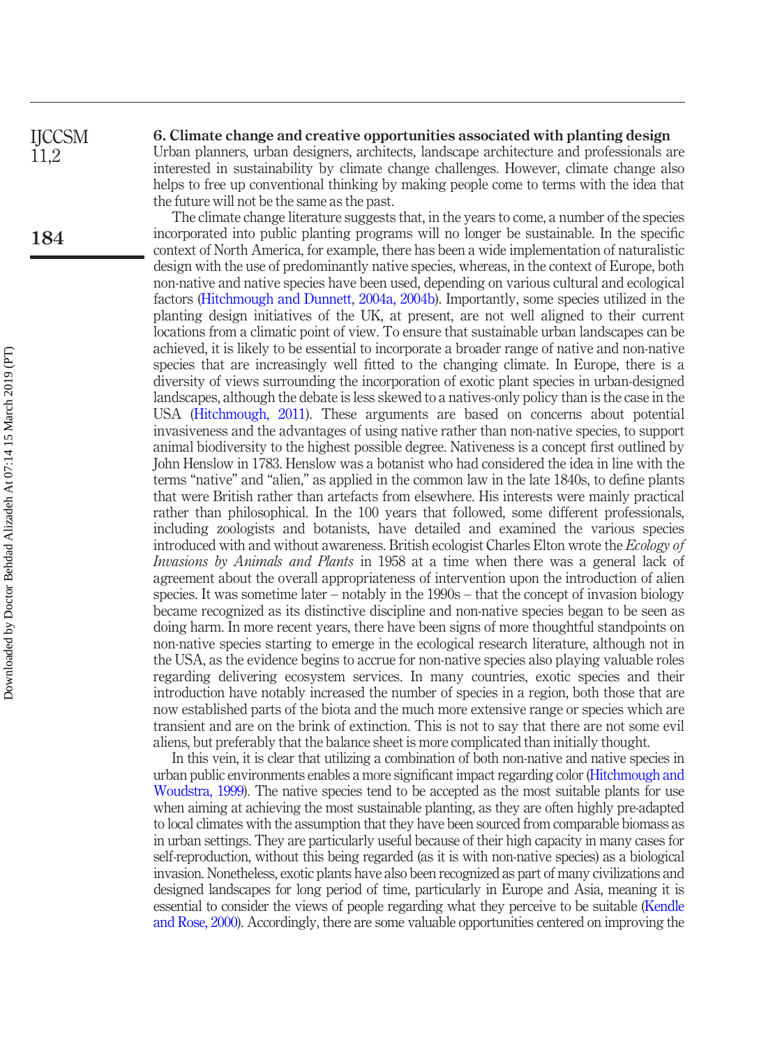## 6. Climate change and creative opportunities associated with planting design

Urban planners, urban designers, architects, landscape architecture and professionals are interested in sustainability by climate change challenges. However, climate change also helps to free up conventional thinking by making people come to terms with the idea that the future will not be the same as the past.

The climate change literature suggests that, in the years to come, a number of the species incorporated into public planting programs will no longer be sustainable. In the specific context of North America, for example, there has been a wide implementation of naturalistic design with the use of predominantly native species, whereas, in the context of Europe, both non-native and native species have been used, depending on various cultural and ecological factors (Hitchmough and Dunnett, 2004a, 2004b). Importantly, some species utilized in the planting design initiatives of the UK, at present, are not well aligned to their current locations from a climatic point of view. To ensure that sustainable urban landscapes can be achieved, it is likely to be essential to incorporate a broader range of native and non-native species that are increasingly well fitted to the changing climate. In Europe, there is a diversity of views surrounding the incorporation of exotic plant species in urban-designed landscapes, although the debate is less skewed to a natives-only policy than is the case in the USA (Hitchmough, 2011). These arguments are based on concerns about potential invasiveness and the advantages of using native rather than non-native species, to support animal biodiversity to the highest possible degree. Nativeness is a concept first outlined by John Henslow in 1783. Henslow was a botanist who had considered the idea in line with the terms "native" and "alien," as applied in the common law in the late 1840s, to define plants that were British rather than artefacts from elsewhere. His interests were mainly practical rather than philosophical. In the 100 years that followed, some different professionals, including zoologists and botanists, have detailed and examined the various species introduced with and without awareness. British ecologist Charles Elton wrote the *Ecology of Invasions by Animals and Plants* in 1958 at a time when there was a general lack of agreement about the overall appropriateness of intervention upon the introduction of alien species. It was sometime later – notably in the 1990s – that the concept of invasion biology became recognized as its distinctive discipline and non-native species began to be seen as doing harm. In more recent years, there have been signs of more thoughtful standpoints on non-native species starting to emerge in the ecological research literature, although not in the USA, as the evidence begins to accrue for non-native species also playing valuable roles regarding delivering ecosystem services. In many countries, exotic species and their introduction have notably increased the number of species in a region, both those that are now established parts of the biota and the much more extensive range or species which are transient and are on the brink of extinction. This is not to say that there are not some evil aliens, but preferably that the balance sheet is more complicated than initially thought.

In this vein, it is clear that utilizing a combination of both non-native and native species in urban public environments enables a more significant impact regarding color (Hitchmough and Woudstra, 1999). The native species tend to be accepted as the most suitable plants for use when aiming at achieving the most sustainable planting, as they are often highly pre-adapted to local climates with the assumption that they have been sourced from comparable biomass as in urban settings. They are particularly useful because of their high capacity in many cases for self-reproduction, without this being regarded (as it is with non-native species) as a biological invasion. Nonetheless, exotic plants have also been recognized as part of many civilizations and designed landscapes for long period of time, particularly in Europe and Asia, meaning it is essential to consider the views of people regarding what they perceive to be suitable (Kendle and Rose, 2000). Accordingly, there are some valuable opportunities centered on improving the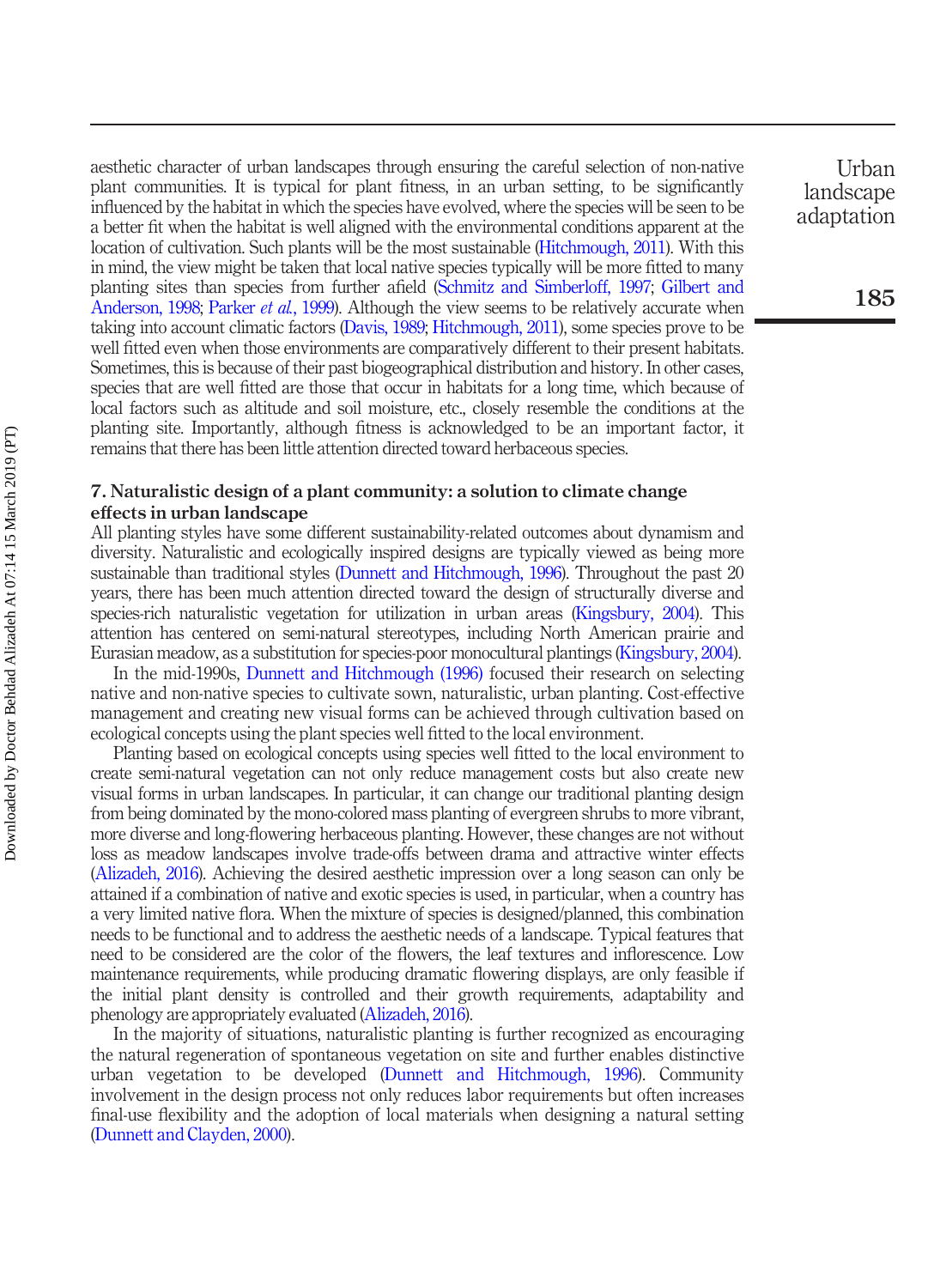aesthetic character of urban landscapes through ensuring the careful selection of non-native plant communities. It is typical for plant fitness, in an urban setting, to be significantly influenced by the habitat in which the species have evolved, where the species will be seen to be a better fit when the habitat is well aligned with the environmental conditions apparent at the location of cultivation. Such plants will be the most sustainable (Hitchmough, 2011). With this in mind, the view might be taken that local native species typically will be more fitted to many planting sites than species from further afield (Schmitz and Simberloff, 1997; Gilbert and Anderson, 1998; Parker *et al.*, 1999). Although the view seems to be relatively accurate when taking into account climatic factors (Davis, 1989; Hitchmough, 2011), some species prove to be well fitted even when those environments are comparatively different to their present habitats. Sometimes, this is because of their past biogeographical distribution and history. In other cases, species that are well fitted are those that occur in habitats for a long time, which because of local factors such as altitude and soil moisture, etc., closely resemble the conditions at the planting site. Importantly, although fitness is acknowledged to be an important factor, it remains that there has been little attention directed toward herbaceous species.

## 7. Naturalistic design of a plant community: a solution to climate change effects in urban landscape

All planting styles have some different sustainability-related outcomes about dynamism and diversity. Naturalistic and ecologically inspired designs are typically viewed as being more sustainable than traditional styles (Dunnett and Hitchmough, 1996). Throughout the past 20 years, there has been much attention directed toward the design of structurally diverse and species-rich naturalistic vegetation for utilization in urban areas (Kingsbury, 2004). This attention has centered on semi-natural stereotypes, including North American prairie and Eurasian meadow, as a substitution for species-poor monocultural plantings (Kingsbury, 2004).

In the mid-1990s, Dunnett and Hitchmough (1996) focused their research on selecting native and non-native species to cultivate sown, naturalistic, urban planting. Cost-effective management and creating new visual forms can be achieved through cultivation based on ecological concepts using the plant species well fitted to the local environment.

Planting based on ecological concepts using species well fitted to the local environment to create semi-natural vegetation can not only reduce management costs but also create new visual forms in urban landscapes. In particular, it can change our traditional planting design from being dominated by the mono-colored mass planting of evergreen shrubs to more vibrant, more diverse and long-flowering herbaceous planting. However, these changes are not without loss as meadow landscapes involve trade-offs between drama and attractive winter effects (Alizadeh, 2016). Achieving the desired aesthetic impression over a long season can only be attained if a combination of native and exotic species is used, in particular, when a country has a very limited native flora. When the mixture of species is designed/planned, this combination needs to be functional and to address the aesthetic needs of a landscape. Typical features that need to be considered are the color of the flowers, the leaf textures and inflorescence. Low maintenance requirements, while producing dramatic flowering displays, are only feasible if the initial plant density is controlled and their growth requirements, adaptability and phenology are appropriately evaluated (Alizadeh, 2016).

In the majority of situations, naturalistic planting is further recognized as encouraging the natural regeneration of spontaneous vegetation on site and further enables distinctive urban vegetation to be developed (Dunnett and Hitchmough, 1996). Community involvement in the design process not only reduces labor requirements but often increases final-use flexibility and the adoption of local materials when designing a natural setting (Dunnett and Clayden, 2000).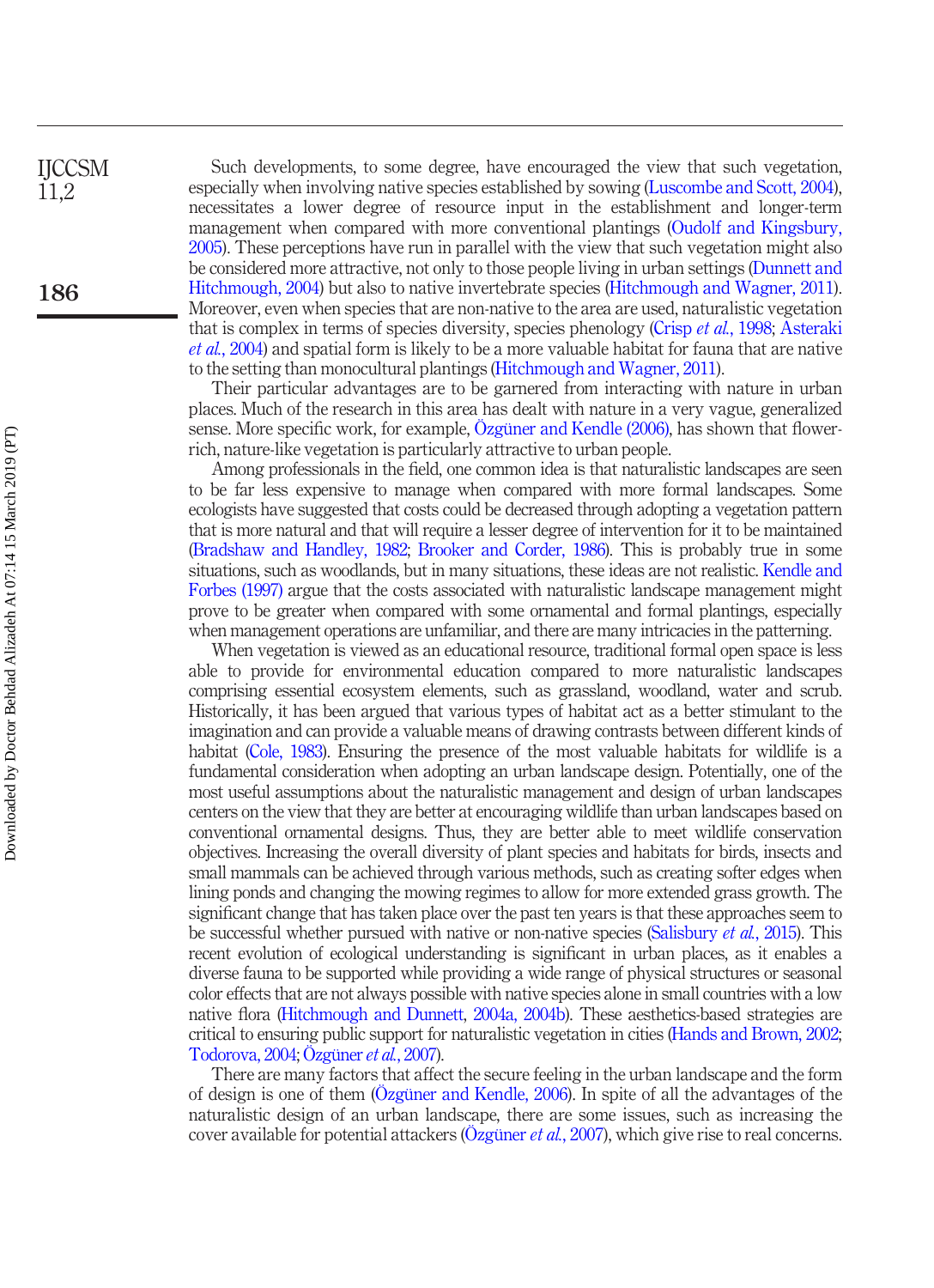Such developments, to some degree, have encouraged the view that such vegetation, especially when involving native species established by sowing (Luscombe and Scott, 2004), necessitates a lower degree of resource input in the establishment and longer-term management when compared with more conventional plantings (Oudolf and Kingsbury, 2005). These perceptions have run in parallel with the view that such vegetation might also be considered more attractive, not only to those people living in urban settings (Dunnett and Hitchmough, 2004) but also to native invertebrate species (Hitchmough and Wagner, 2011). Moreover, even when species that are non-native to the area are used, naturalistic vegetation that is complex in terms of species diversity, species phenology (Crisp *et al.*, 1998; Asteraki *et al.*, 2004) and spatial form is likely to be a more valuable habitat for fauna that are native to the setting than monocultural plantings (Hitchmough and Wagner, 2011).

Their particular advantages are to be garnered from interacting with nature in urban places. Much of the research in this area has dealt with nature in a very vague, generalized sense. More specific work, for example, Özgüner and Kendle (2006), has shown that flower-rich, nature-like vegetation is particularly attractive to urban people.

Among professionals in the field, one common idea is that naturalistic landscapes are seen to be far less expensive to manage when compared with more formal landscapes. Some ecologists have suggested that costs could be decreased through adopting a vegetation pattern that is more natural and that will require a lesser degree of intervention for it to be maintained (Bradshaw and Handley, 1982; Brooker and Corder, 1986). This is probably true in some situations, such as woodlands, but in many situations, these ideas are not realistic. Kendle and Forbes (1997) argue that the costs associated with naturalistic landscape management might prove to be greater when compared with some ornamental and formal plantings, especially when management operations are unfamiliar, and there are many intricacies in the patterning.

When vegetation is viewed as an educational resource, traditional formal open space is less able to provide for environmental education compared to more naturalistic landscapes comprising essential ecosystem elements, such as grassland, woodland, water and scrub. Historically, it has been argued that various types of habitat act as a better stimulant to the imagination and can provide a valuable means of drawing contrasts between different kinds of habitat (Cole, 1983). Ensuring the presence of the most valuable habitats for wildlife is a fundamental consideration when adopting an urban landscape design. Potentially, one of the most useful assumptions about the naturalistic management and design of urban landscapes centers on the view that they are better at encouraging wildlife than urban landscapes based on conventional ornamental designs. Thus, they are better able to meet wildlife conservation objectives. Increasing the overall diversity of plant species and habitats for birds, insects and small mammals can be achieved through various methods, such as creating softer edges when lining ponds and changing the mowing regimes to allow for more extended grass growth. The significant change that has taken place over the past ten years is that these approaches seem to be successful whether pursued with native or non-native species (Salisbury *et al.*, 2015). This recent evolution of ecological understanding is significant in urban places, as it enables a diverse fauna to be supported while providing a wide range of physical structures or seasonal color effects that are not always possible with native species alone in small countries with a low native flora (Hitchmough and Dunnett, 2004a, 2004b). These aesthetics-based strategies are critical to ensuring public support for naturalistic vegetation in cities (Hands and Brown, 2002; Todorova, 2004; Özgüner *et al.*, 2007).

There are many factors that affect the secure feeling in the urban landscape and the form of design is one of them (Özgüner and Kendle, 2006). In spite of all the advantages of the naturalistic design of an urban landscape, there are some issues, such as increasing the cover available for potential attackers (Özgüner *et al.*, 2007), which give rise to real concerns.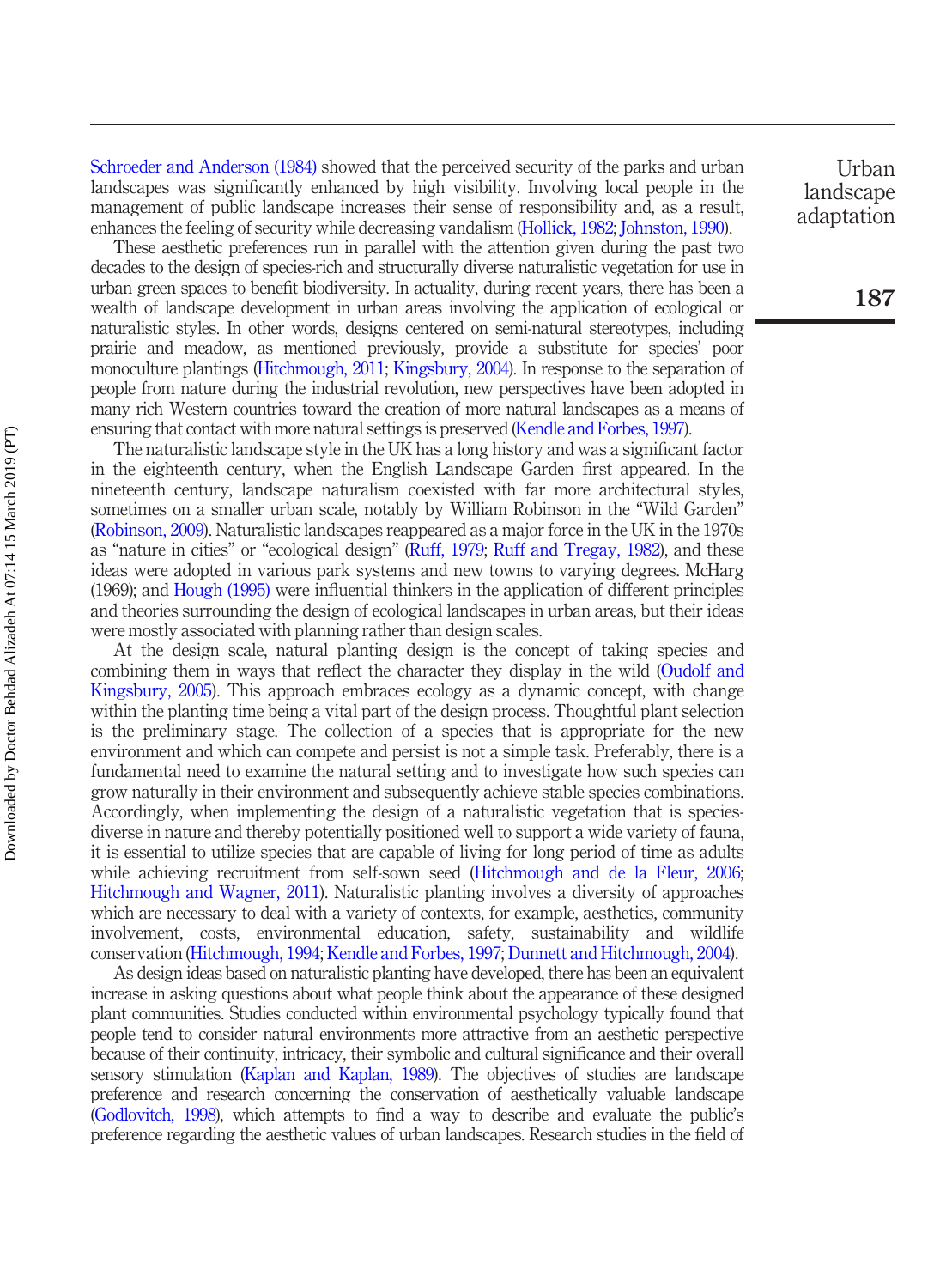Schroeder and Anderson (1984) showed that the perceived security of the parks and urban landscapes was significantly enhanced by high visibility. Involving local people in the management of public landscape increases their sense of responsibility and, as a result, enhances the feeling of security while decreasing vandalism (Hollick, 1982; Johnston, 1990).

These aesthetic preferences run in parallel with the attention given during the past two decades to the design of species-rich and structurally diverse naturalistic vegetation for use in urban green spaces to benefit biodiversity. In actuality, during recent years, there has been a wealth of landscape development in urban areas involving the application of ecological or naturalistic styles. In other words, designs centered on semi-natural stereotypes, including prairie and meadow, as mentioned previously, provide a substitute for species' poor monoculture plantings (Hitchmough, 2011; Kingsbury, 2004). In response to the separation of people from nature during the industrial revolution, new perspectives have been adopted in many rich Western countries toward the creation of more natural landscapes as a means of ensuring that contact with more natural settings is preserved (Kendle and Forbes, 1997).

The naturalistic landscape style in the UK has a long history and was a significant factor in the eighteenth century, when the English Landscape Garden first appeared. In the nineteenth century, landscape naturalism coexisted with far more architectural styles, sometimes on a smaller urban scale, notably by William Robinson in the "Wild Garden" (Robinson, 2009). Naturalistic landscapes reappeared as a major force in the UK in the 1970s as "nature in cities" or "ecological design" (Ruff, 1979; Ruff and Tregay, 1982), and these ideas were adopted in various park systems and new towns to varying degrees. McHarg (1969); and Hough (1995) were influential thinkers in the application of different principles and theories surrounding the design of ecological landscapes in urban areas, but their ideas were mostly associated with planning rather than design scales.

At the design scale, natural planting design is the concept of taking species and combining them in ways that reflect the character they display in the wild (Oudolf and Kingsbury, 2005). This approach embraces ecology as a dynamic concept, with change within the planting time being a vital part of the design process. Thoughtful plant selection is the preliminary stage. The collection of a species that is appropriate for the new environment and which can compete and persist is not a simple task. Preferably, there is a fundamental need to examine the natural setting and to investigate how such species can grow naturally in their environment and subsequently achieve stable species combinations. Accordingly, when implementing the design of a naturalistic vegetation that is species-diverse in nature and thereby potentially positioned well to support a wide variety of fauna, it is essential to utilize species that are capable of living for long period of time as adults while achieving recruitment from self-sown seed (Hitchmough and de la Fleur, 2006; Hitchmough and Wagner, 2011). Naturalistic planting involves a diversity of approaches which are necessary to deal with a variety of contexts, for example, aesthetics, community involvement, costs, environmental education, safety, sustainability and wildlife conservation (Hitchmough, 1994; Kendle and Forbes, 1997; Dunnett and Hitchmough, 2004).

As design ideas based on naturalistic planting have developed, there has been an equivalent increase in asking questions about what people think about the appearance of these designed plant communities. Studies conducted within environmental psychology typically found that people tend to consider natural environments more attractive from an aesthetic perspective because of their continuity, intricacy, their symbolic and cultural significance and their overall sensory stimulation (Kaplan and Kaplan, 1989). The objectives of studies are landscape preference and research concerning the conservation of aesthetically valuable landscape (Godlovitch, 1998), which attempts to find a way to describe and evaluate the public's preference regarding the aesthetic values of urban landscapes. Research studies in the field of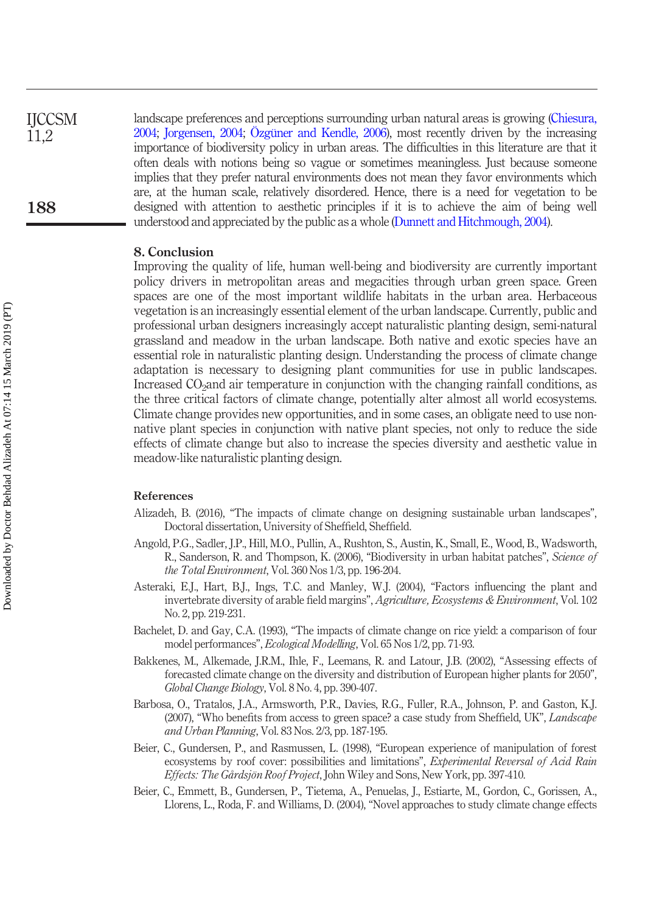landscape preferences and perceptions surrounding urban natural areas is growing (Chiesura, 2004; Jorgensen, 2004; Özgüner and Kendle, 2006), most recently driven by the increasing importance of biodiversity policy in urban areas. The difficulties in this literature are that it often deals with notions being so vague or sometimes meaningless. Just because someone implies that they prefer natural environments does not mean they favor environments which are, at the human scale, relatively disordered. Hence, there is a need for vegetation to be designed with attention to aesthetic principles if it is to achieve the aim of being well understood and appreciated by the public as a whole (Dunnett and Hitchmough, 2004).

## 8. Conclusion

Improving the quality of life, human well-being and biodiversity are currently important policy drivers in metropolitan areas and megacities through urban green space. Green spaces are one of the most important wildlife habitats in the urban area. Herbaceous vegetation is an increasingly essential element of the urban landscape. Currently, public and professional urban designers increasingly accept naturalistic planting design, semi-natural grassland and meadow in the urban landscape. Both native and exotic species have an essential role in naturalistic planting design. Understanding the process of climate change adaptation is necessary to designing plant communities for use in public landscapes. Increased $CO_2$and air temperature in conjunction with the changing rainfall conditions, as the three critical factors of climate change, potentially alter almost all world ecosystems. Climate change provides new opportunities, and in some cases, an obligate need to use non-native plant species in conjunction with native plant species, not only to reduce the side effects of climate change but also to increase the species diversity and aesthetic value in meadow-like naturalistic planting design.

## References

Alizadeh, B. (2016), "The impacts of climate change on designing sustainable urban landscapes", Doctoral dissertation, University of Sheffield, Sheffield.

Angold, P.G., Sadler, J.P., Hill, M.O., Pullin, A., Rushton, S., Austin, K., Small, E., Wood, B., Wadsworth, R., Sanderson, R. and Thompson, K. (2006), "Biodiversity in urban habitat patches", *Science of the Total Environment*, Vol. 360 Nos 1/3, pp. 196-204.

Asteraki, E.J., Hart, B.J., Ings, T.C. and Manley, W.J. (2004), "Factors influencing the plant and invertebrate diversity of arable field margins", *Agriculture, Ecosystems & Environment*, Vol. 102 No. 2, pp. 219-231.

Bachelet, D. and Gay, C.A. (1993), "The impacts of climate change on rice yield: a comparison of four model performances", *Ecological Modelling*, Vol. 65 Nos 1/2, pp. 71-93.

Bakkenes, M., Alkemade, J.R.M., Ihle, F., Leemans, R. and Latour, J.B. (2002), "Assessing effects of forecasted climate change on the diversity and distribution of European higher plants for 2050", *Global Change Biology*, Vol. 8 No. 4, pp. 390-407.

Barbosa, O., Tratalos, J.A., Armsworth, P.R., Davies, R.G., Fuller, R.A., Johnson, P. and Gaston, K.J. (2007), "Who benefits from access to green space? a case study from Sheffield, UK", *Landscape and Urban Planning*, Vol. 83 Nos. 2/3, pp. 187-195.

Beier, C., Gundersen, P., and Rasmussen, L. (1998), "European experience of manipulation of forest ecosystems by roof cover: possibilities and limitations", *Experimental Reversal of Acid Rain Effects: The Gårdsjön Roof Project*, John Wiley and Sons, New York, pp. 397-410.

Beier, C., Emmett, B., Gundersen, P., Tietema, A., Penuelas, J., Estiarte, M., Gordon, C., Gorissen, A., Llorens, L., Roda, F. and Williams, D. (2004), "Novel approaches to study climate change effects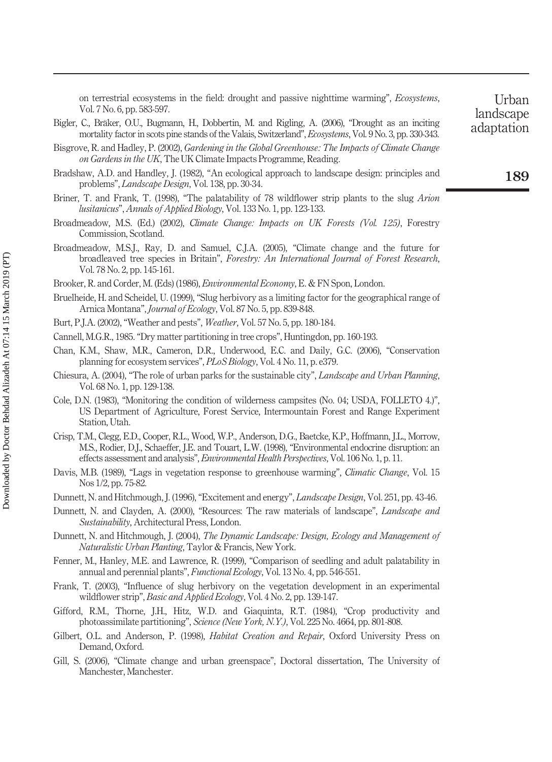on terrestrial ecosystems in the field: drought and passive nighttime warming", *Ecosystems*, Vol. 7 No. 6, pp. 583-597.

Bigler, C., Bräker, O.U., Bugmann, H., Dobbertin, M. and Rigling, A. (2006), "Drought as an inciting mortality factor in scots pine stands of the Valais, Switzerland", *Ecosystems*, Vol. 9 No. 3, pp. 330-343.

Bisgrove, R. and Hadley, P. (2002), *Gardening in the Global Greenhouse: The Impacts of Climate Change on Gardens in the UK*, The UK Climate Impacts Programme, Reading.

Bradshaw, A.D. and Handley, J. (1982), "An ecological approach to landscape design: principles and problems", *Landscape Design*, Vol. 138, pp. 30-34.

Briner, T. and Frank, T. (1998), "The palatability of 78 wildflower strip plants to the slug *Arion lusitanicus*", *Annals of Applied Biology*, Vol. 133 No. 1, pp. 123-133.

Broadmeadow, M.S. (Ed.) (2002), *Climate Change: Impacts on UK Forests (Vol. 125)*, Forestry Commission, Scotland.

Broadmeadow, M.S.J., Ray, D. and Samuel, C.J.A. (2005), "Climate change and the future for broadleaved tree species in Britain", *Forestry: An International Journal of Forest Research*, Vol. 78 No. 2, pp. 145-161.

Brooker, R. and Corder, M. (Eds) (1986), *Environmental Economy*, E. & FN Spon, London.

Bruelheide, H. and Scheidel, U. (1999), "Slug herbivory as a limiting factor for the geographical range of Arnica Montana", *Journal of Ecology*, Vol. 87 No. 5, pp. 839-848.

Burt, P.J.A. (2002), "Weather and pests", *Weather*, Vol. 57 No. 5, pp. 180-184.

Cannell, M.G.R., 1985. "Dry matter partitioning in tree crops", Huntingdon, pp. 160-193.

Chan, K.M., Shaw, M.R., Cameron, D.R., Underwood, E.C. and Daily, G.C. (2006), "Conservation planning for ecosystem services", *PLoS Biology*, Vol. 4 No. 11, p. e379.

Chiesura, A. (2004), "The role of urban parks for the sustainable city", *Landscape and Urban Planning*, Vol. 68 No. 1, pp. 129-138.

Cole, D.N. (1983), "Monitoring the condition of wilderness campsites (No. 04; USDA, FOLLETO 4.)", US Department of Agriculture, Forest Service, Intermountain Forest and Range Experiment Station, Utah.

Crisp, T.M., Clegg, E.D., Cooper, R.L., Wood, W.P., Anderson, D.G., Baetcke, K.P., Hoffmann, J.L., Morrow, M.S., Rodier, D.J., Schaeffer, J.E. and Touart, L.W. (1998), "Environmental endocrine disruption: an effects assessment and analysis", *Environmental Health Perspectives*, Vol. 106 No. 1, p. 11.

Davis, M.B. (1989), "Lags in vegetation response to greenhouse warming", *Climatic Change*, Vol. 15 Nos 1/2, pp. 75-82.

Dunnett, N. and Hitchmough, J. (1996), "Excitement and energy", *Landscape Design*, Vol. 251, pp. 43-46.

Dunnett, N. and Clayden, A. (2000), "Resources: The raw materials of landscape", *Landscape and Sustainability*, Architectural Press, London.

Dunnett, N. and Hitchmough, J. (2004), *The Dynamic Landscape: Design, Ecology and Management of Naturalistic Urban Planting*, Taylor & Francis, New York.

Fenner, M., Hanley, M.E. and Lawrence, R. (1999), "Comparison of seedling and adult palatability in annual and perennial plants", *Functional Ecology*, Vol. 13 No. 4, pp. 546-551.

Frank, T. (2003), "Influence of slug herbivory on the vegetation development in an experimental wildflower strip", *Basic and Applied Ecology*, Vol. 4 No. 2, pp. 139-147.

Gifford, R.M., Thorne, J.H., Hitz, W.D. and Giaquinta, R.T. (1984), "Crop productivity and photoassimilate partitioning", *Science (New York, N.Y.)*, Vol. 225 No. 4664, pp. 801-808.

Gilbert, O.L. and Anderson, P. (1998), *Habitat Creation and Repair*, Oxford University Press on Demand, Oxford.

Gill, S. (2006), "Climate change and urban greenspace", Doctoral dissertation, The University of Manchester, Manchester.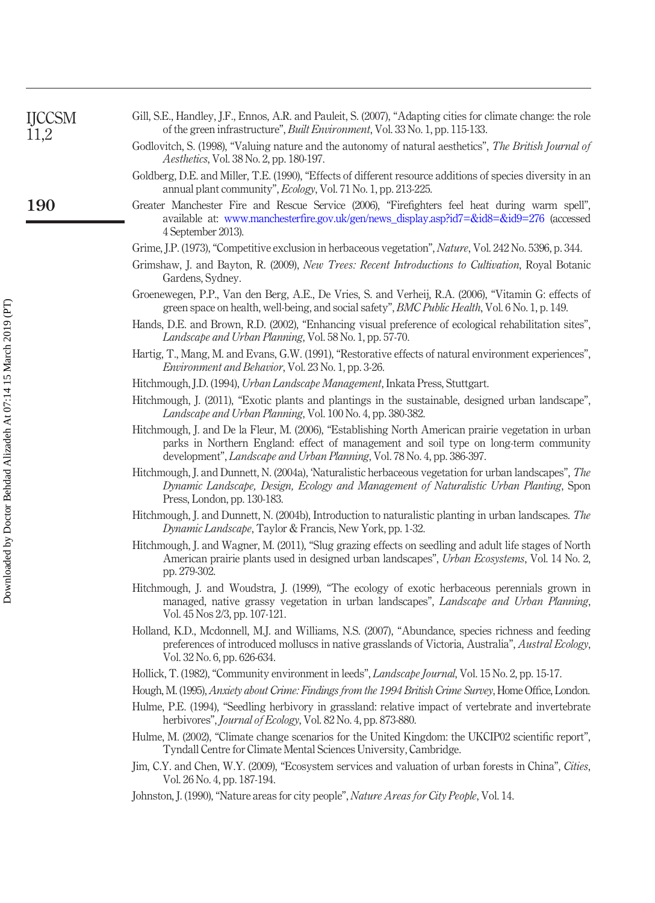Gill, S.E., Handley, J.F., Ennos, A.R. and Pauleit, S. (2007), "Adapting cities for climate change: the role of the green infrastructure", *Built Environment*, Vol. 33 No. 1, pp. 115-133.

Godlovitch, S. (1998), "Valuing nature and the autonomy of natural aesthetics", *The British Journal of Aesthetics*, Vol. 38 No. 2, pp. 180-197.

Goldberg, D.E. and Miller, T.E. (1990), "Effects of different resource additions of species diversity in an annual plant community", *Ecology*, Vol. 71 No. 1, pp. 213-225.

Greater Manchester Fire and Rescue Service (2006), "Firefighters feel heat during warm spell", available at: www.manchesterfire.gov.uk/gen/news_display.asp?id7=&id8=&id9=276 (accessed 4 September 2013).

Grime, J.P. (1973), "Competitive exclusion in herbaceous vegetation", *Nature*, Vol. 242 No. 5396, p. 344.

Grimshaw, J. and Bayton, R. (2009), *New Trees: Recent Introductions to Cultivation*, Royal Botanic Gardens, Sydney.

Groenewegen, P.P., Van den Berg, A.E., De Vries, S. and Verheij, R.A. (2006), "Vitamin G: effects of green space on health, well-being, and social safety", *BMC Public Health*, Vol. 6 No. 1, p. 149.

Hands, D.E. and Brown, R.D. (2002), "Enhancing visual preference of ecological rehabilitation sites", *Landscape and Urban Planning*, Vol. 58 No. 1, pp. 57-70.

Hartig, T., Mang, M. and Evans, G.W. (1991), "Restorative effects of natural environment experiences", *Environment and Behavior*, Vol. 23 No. 1, pp. 3-26.

Hitchmough, J.D. (1994), *Urban Landscape Management*, Inkata Press, Stuttgart.

Hitchmough, J. (2011), "Exotic plants and plantings in the sustainable, designed urban landscape", *Landscape and Urban Planning*, Vol. 100 No. 4, pp. 380-382.

Hitchmough, J. and De la Fleur, M. (2006), "Establishing North American prairie vegetation in urban parks in Northern England: effect of management and soil type on long-term community development", *Landscape and Urban Planning*, Vol. 78 No. 4, pp. 386-397.

Hitchmough, J. and Dunnett, N. (2004a), 'Naturalistic herbaceous vegetation for urban landscapes", *The Dynamic Landscape, Design, Ecology and Management of Naturalistic Urban Planting*, Spon Press, London, pp. 130-183.

Hitchmough, J. and Dunnett, N. (2004b), Introduction to naturalistic planting in urban landscapes. *The Dynamic Landscape*, Taylor & Francis, New York, pp. 1-32.

Hitchmough, J. and Wagner, M. (2011), "Slug grazing effects on seedling and adult life stages of North American prairie plants used in designed urban landscapes", *Urban Ecosystems*, Vol. 14 No. 2, pp. 279-302.

Hitchmough, J. and Woudstra, J. (1999), "The ecology of exotic herbaceous perennials grown in managed, native grassy vegetation in urban landscapes", *Landscape and Urban Planning*, Vol. 45 Nos 2/3, pp. 107-121.

Holland, K.D., Mcdonnell, M.J. and Williams, N.S. (2007), "Abundance, species richness and feeding preferences of introduced molluscs in native grasslands of Victoria, Australia", *Austral Ecology*, Vol. 32 No. 6, pp. 626-634.

Hollick, T. (1982), "Community environment in leeds", *Landscape Journal*, Vol. 15 No. 2, pp. 15-17.

Hough, M. (1995), *Anxiety about Crime: Findings from the 1994 British Crime Survey*, Home Office, London.

Hulme, P.E. (1994), "Seedling herbivory in grassland: relative impact of vertebrate and invertebrate herbivores", *Journal of Ecology*, Vol. 82 No. 4, pp. 873-880.

Hulme, M. (2002), "Climate change scenarios for the United Kingdom: the UKCIP02 scientific report", Tyndall Centre for Climate Mental Sciences University, Cambridge.

Jim, C.Y. and Chen, W.Y. (2009), "Ecosystem services and valuation of urban forests in China", *Cities*, Vol. 26 No. 4, pp. 187-194.

Johnston, J. (1990), "Nature areas for city people", *Nature Areas for City People*, Vol. 14.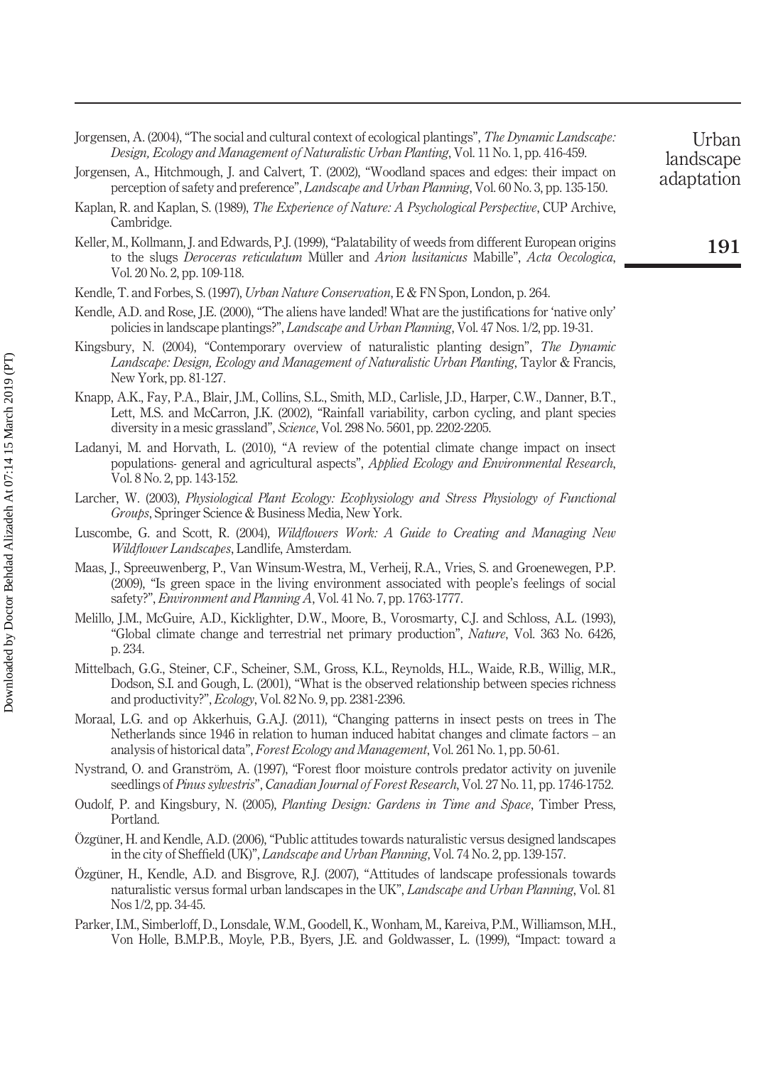Jorgensen, A. (2004), "The social and cultural context of ecological plantings", *The Dynamic Landscape: Design, Ecology and Management of Naturalistic Urban Planting*, Vol. 11 No. 1, pp. 416-459.

Jorgensen, A., Hitchmough, J. and Calvert, T. (2002), "Woodland spaces and edges: their impact on perception of safety and preference", *Landscape and Urban Planning*, Vol. 60 No. 3, pp. 135-150.

Kaplan, R. and Kaplan, S. (1989), *The Experience of Nature: A Psychological Perspective*, CUP Archive, Cambridge.

Keller, M., Kollmann, J. and Edwards, P.J. (1999), "Palatability of weeds from different European origins to the slugs *Deroceras reticulatum* Müller and *Arion lusitanicus* Mabille", *Acta Oecologica*, Vol. 20 No. 2, pp. 109-118.

Kendle, T. and Forbes, S. (1997), *Urban Nature Conservation*, E & FN Spon, London, p. 264.

Kendle, A.D. and Rose, J.E. (2000), "The aliens have landed! What are the justifications for 'native only' policies in landscape plantings?", *Landscape and Urban Planning*, Vol. 47 Nos. 1/2, pp. 19-31.

Kingsbury, N. (2004), "Contemporary overview of naturalistic planting design", *The Dynamic Landscape: Design, Ecology and Management of Naturalistic Urban Planting*, Taylor & Francis, New York, pp. 81-127.

Knapp, A.K., Fay, P.A., Blair, J.M., Collins, S.L., Smith, M.D., Carlisle, J.D., Harper, C.W., Danner, B.T., Lett, M.S. and McCarron, J.K. (2002), "Rainfall variability, carbon cycling, and plant species diversity in a mesic grassland", *Science*, Vol. 298 No. 5601, pp. 2202-2205.

Ladanyi, M. and Horvath, L. (2010), "A review of the potential climate change impact on insect populations- general and agricultural aspects", *Applied Ecology and Environmental Research*, Vol. 8 No. 2, pp. 143-152.

Larcher, W. (2003), *Physiological Plant Ecology: Ecophysiology and Stress Physiology of Functional Groups*, Springer Science & Business Media, New York.

Luscombe, G. and Scott, R. (2004), *Wildflowers Work: A Guide to Creating and Managing New Wildflower Landscapes*, Landlife, Amsterdam.

Maas, J., Spreeuwenberg, P., Van Winsum-Westra, M., Verheij, R.A., Vries, S. and Groenewegen, P.P. (2009), "Is green space in the living environment associated with people's feelings of social safety?", *Environment and Planning A*, Vol. 41 No. 7, pp. 1763-1777.

Melillo, J.M., McGuire, A.D., Kicklighter, D.W., Moore, B., Vorosmarty, C.J. and Schloss, A.L. (1993), "Global climate change and terrestrial net primary production", *Nature*, Vol. 363 No. 6426, p. 234.

Mittelbach, G.G., Steiner, C.F., Scheiner, S.M., Gross, K.L., Reynolds, H.L., Waide, R.B., Willig, M.R., Dodson, S.I. and Gough, L. (2001), "What is the observed relationship between species richness and productivity?", *Ecology*, Vol. 82 No. 9, pp. 2381-2396.

Moraal, L.G. and op Akkerhuis, G.A.J. (2011), "Changing patterns in insect pests on trees in The Netherlands since 1946 in relation to human induced habitat changes and climate factors – an analysis of historical data", *Forest Ecology and Management*, Vol. 261 No. 1, pp. 50-61.

Nystrand, O. and Granström, A. (1997), "Forest floor moisture controls predator activity on juvenile seedlings of *Pinus sylvestris*", *Canadian Journal of Forest Research*, Vol. 27 No. 11, pp. 1746-1752.

Oudolf, P. and Kingsbury, N. (2005), *Planting Design: Gardens in Time and Space*, Timber Press, Portland.

Özgüner, H. and Kendle, A.D. (2006), "Public attitudes towards naturalistic versus designed landscapes in the city of Sheffield (UK)", *Landscape and Urban Planning*, Vol. 74 No. 2, pp. 139-157.

Özgüner, H., Kendle, A.D. and Bisgrove, R.J. (2007), "Attitudes of landscape professionals towards naturalistic versus formal urban landscapes in the UK", *Landscape and Urban Planning*, Vol. 81 Nos 1/2, pp. 34-45.

Parker, I.M., Simberloff, D., Lonsdale, W.M., Goodell, K., Wonham, M., Kareiva, P.M., Williamson, M.H., Von Holle, B.M.P.B., Moyle, P.B., Byers, J.E. and Goldwasser, L. (1999), "Impact: toward a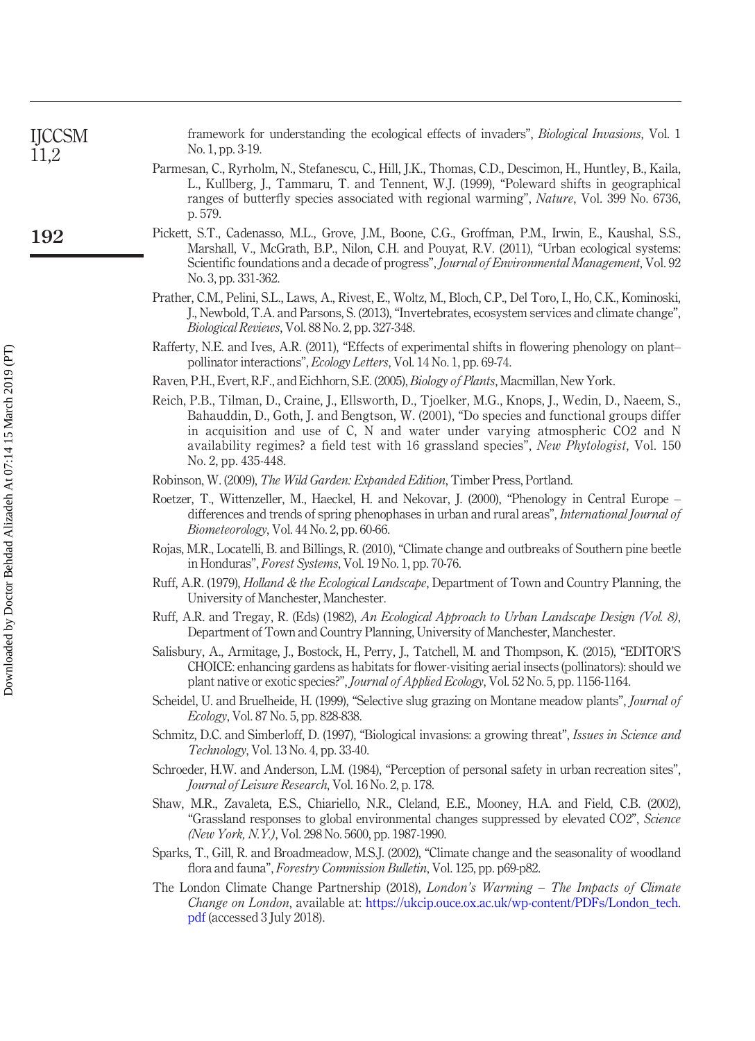framework for understanding the ecological effects of invaders", *Biological Invasions*, Vol. 1 No. 1, pp. 3-19.

Parmesan, C., Ryrholm, N., Stefanescu, C., Hill, J.K., Thomas, C.D., Descimon, H., Huntley, B., Kaila, L., Kullberg, J., Tammaru, T. and Tennent, W.J. (1999), "Poleward shifts in geographical ranges of butterfly species associated with regional warming", *Nature*, Vol. 399 No. 6736, p. 579.

Pickett, S.T., Cadenasso, M.L., Grove, J.M., Boone, C.G., Groffman, P.M., Irwin, E., Kaushal, S.S., Marshall, V., McGrath, B.P., Nilon, C.H. and Pouyat, R.V. (2011), "Urban ecological systems: Scientific foundations and a decade of progress", *Journal of Environmental Management*, Vol. 92 No. 3, pp. 331-362.

Prather, C.M., Pelini, S.L., Laws, A., Rivest, E., Woltz, M., Bloch, C.P., Del Toro, I., Ho, C.K., Kominoski, J., Newbold, T.A. and Parsons, S. (2013), "Invertebrates, ecosystem services and climate change", *Biological Reviews*, Vol. 88 No. 2, pp. 327-348.

Rafferty, N.E. and Ives, A.R. (2011), "Effects of experimental shifts in flowering phenology on plant–pollinator interactions", *Ecology Letters*, Vol. 14 No. 1, pp. 69-74.

Raven, P.H., Evert, R.F., and Eichhorn, S.E. (2005), *Biology of Plants*, Macmillan, New York.

Reich, P.B., Tilman, D., Craine, J., Ellsworth, D., Tjoelker, M.G., Knops, J., Wedin, D., Naeem, S., Bahauddin, D., Goth, J. and Bengtson, W. (2001), "Do species and functional groups differ in acquisition and use of C, N and water under varying atmospheric CO2 and N availability regimes? a field test with 16 grassland species", *New Phytologist*, Vol. 150 No. 2, pp. 435-448.

Robinson, W. (2009), *The Wild Garden: Expanded Edition*, Timber Press, Portland.

Roetzer, T., Wittenzeller, M., Haeckel, H. and Nekovar, J. (2000), "Phenology in Central Europe – differences and trends of spring phenophases in urban and rural areas", *International Journal of Biometeorology*, Vol. 44 No. 2, pp. 60-66.

Rojas, M.R., Locatelli, B. and Billings, R. (2010), "Climate change and outbreaks of Southern pine beetle in Honduras", *Forest Systems*, Vol. 19 No. 1, pp. 70-76.

Ruff, A.R. (1979), *Holland & the Ecological Landscape*, Department of Town and Country Planning, the University of Manchester, Manchester.

Ruff, A.R. and Tregay, R. (Eds) (1982), *An Ecological Approach to Urban Landscape Design (Vol. 8)*, Department of Town and Country Planning, University of Manchester, Manchester.

Salisbury, A., Armitage, J., Bostock, H., Perry, J., Tatchell, M. and Thompson, K. (2015), "EDITOR'S CHOICE: enhancing gardens as habitats for flower-visiting aerial insects (pollinators): should we plant native or exotic species?", *Journal of Applied Ecology*, Vol. 52 No. 5, pp. 1156-1164.

Scheidel, U. and Bruelheide, H. (1999), "Selective slug grazing on Montane meadow plants", *Journal of Ecology*, Vol. 87 No. 5, pp. 828-838.

Schmitz, D.C. and Simberloff, D. (1997), "Biological invasions: a growing threat", *Issues in Science and Technology*, Vol. 13 No. 4, pp. 33-40.

Schroeder, H.W. and Anderson, L.M. (1984), "Perception of personal safety in urban recreation sites", *Journal of Leisure Research*, Vol. 16 No. 2, p. 178.

Shaw, M.R., Zavaleta, E.S., Chiariello, N.R., Cleland, E.E., Mooney, H.A. and Field, C.B. (2002), "Grassland responses to global environmental changes suppressed by elevated CO2", *Science (New York, N.Y.)*, Vol. 298 No. 5600, pp. 1987-1990.

Sparks, T., Gill, R. and Broadmeadow, M.S.J. (2002), "Climate change and the seasonality of woodland flora and fauna", *Forestry Commission Bulletin*, Vol. 125, pp. p69-p82.

The London Climate Change Partnership (2018), *London's Warming – The Impacts of Climate Change on London*, available at: https://ukcip.ouce.ox.ac.uk/wp-content/PDFs/London_tech.pdf (accessed 3 July 2018).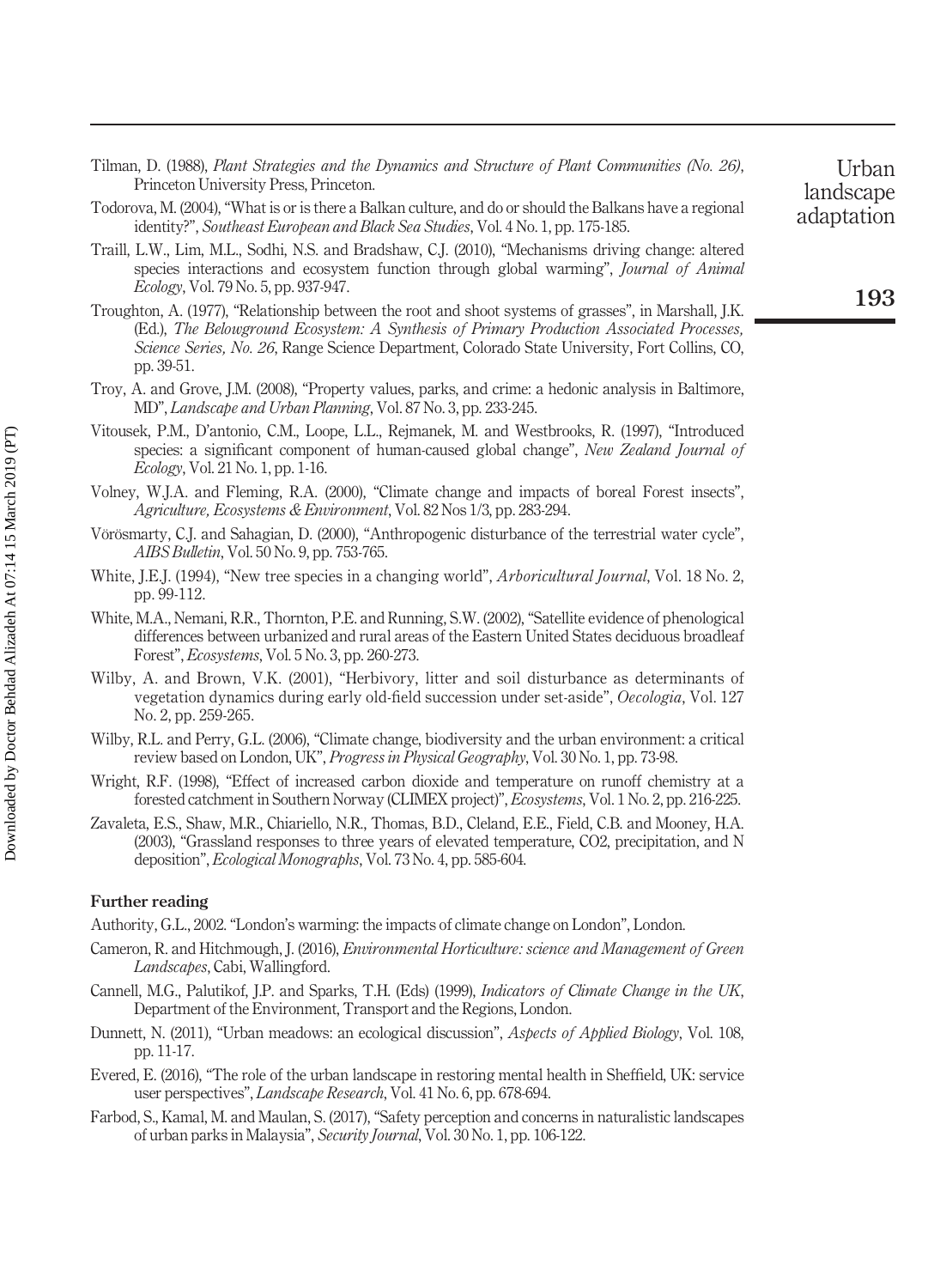Tilman, D. (1988), *Plant Strategies and the Dynamics and Structure of Plant Communities (No. 26)*, Princeton University Press, Princeton.

Todorova, M. (2004), "What is or is there a Balkan culture, and do or should the Balkans have a regional identity?", *Southeast European and Black Sea Studies*, Vol. 4 No. 1, pp. 175-185.

Traill, L.W., Lim, M.L., Sodhi, N.S. and Bradshaw, C.J. (2010), "Mechanisms driving change: altered species interactions and ecosystem function through global warming", *Journal of Animal Ecology*, Vol. 79 No. 5, pp. 937-947.

Troughton, A. (1977), "Relationship between the root and shoot systems of grasses", in Marshall, J.K. (Ed.), *The Belowground Ecosystem: A Synthesis of Primary Production Associated Processes, Science Series, No. 26*, Range Science Department, Colorado State University, Fort Collins, CO, pp. 39-51.

Troy, A. and Grove, J.M. (2008), "Property values, parks, and crime: a hedonic analysis in Baltimore, MD", *Landscape and Urban Planning*, Vol. 87 No. 3, pp. 233-245.

Vitousek, P.M., D'antonio, C.M., Loope, L.L., Rejmanek, M. and Westbrooks, R. (1997), "Introduced species: a significant component of human-caused global change", *New Zealand Journal of Ecology*, Vol. 21 No. 1, pp. 1-16.

Volney, W.J.A. and Fleming, R.A. (2000), "Climate change and impacts of boreal Forest insects", *Agriculture, Ecosystems & Environment*, Vol. 82 Nos 1/3, pp. 283-294.

Vörösmarty, C.J. and Sahagian, D. (2000), "Anthropogenic disturbance of the terrestrial water cycle", *AIBS Bulletin*, Vol. 50 No. 9, pp. 753-765.

White, J.E.J. (1994), "New tree species in a changing world", *Arboricultural Journal*, Vol. 18 No. 2, pp. 99-112.

White, M.A., Nemani, R.R., Thornton, P.E. and Running, S.W. (2002), "Satellite evidence of phenological differences between urbanized and rural areas of the Eastern United States deciduous broadleaf Forest", *Ecosystems*, Vol. 5 No. 3, pp. 260-273.

Wilby, A. and Brown, V.K. (2001), "Herbivory, litter and soil disturbance as determinants of vegetation dynamics during early old-field succession under set-aside", *Oecologia*, Vol. 127 No. 2, pp. 259-265.

Wilby, R.L. and Perry, G.L. (2006), "Climate change, biodiversity and the urban environment: a critical review based on London, UK", *Progress in Physical Geography*, Vol. 30 No. 1, pp. 73-98.

Wright, R.F. (1998), "Effect of increased carbon dioxide and temperature on runoff chemistry at a forested catchment in Southern Norway (CLIMEX project)", *Ecosystems*, Vol. 1 No. 2, pp. 216-225.

Zavaleta, E.S., Shaw, M.R., Chiariello, N.R., Thomas, B.D., Cleland, E.E., Field, C.B. and Mooney, H.A. (2003), "Grassland responses to three years of elevated temperature, CO2, precipitation, and N deposition", *Ecological Monographs*, Vol. 73 No. 4, pp. 585-604.

**Further reading**

Authority, G.L., 2002. "London's warming: the impacts of climate change on London", London.

Cameron, R. and Hitchmough, J. (2016), *Environmental Horticulture: science and Management of Green Landscapes*, Cabi, Wallingford.

Cannell, M.G., Palutikof, J.P. and Sparks, T.H. (Eds) (1999), *Indicators of Climate Change in the UK*, Department of the Environment, Transport and the Regions, London.

Dunnett, N. (2011), "Urban meadows: an ecological discussion", *Aspects of Applied Biology*, Vol. 108, pp. 11-17.

Evered, E. (2016), "The role of the urban landscape in restoring mental health in Sheffield, UK: service user perspectives", *Landscape Research*, Vol. 41 No. 6, pp. 678-694.

Farbod, S., Kamal, M. and Maulan, S. (2017), "Safety perception and concerns in naturalistic landscapes of urban parks in Malaysia", *Security Journal*, Vol. 30 No. 1, pp. 106-122.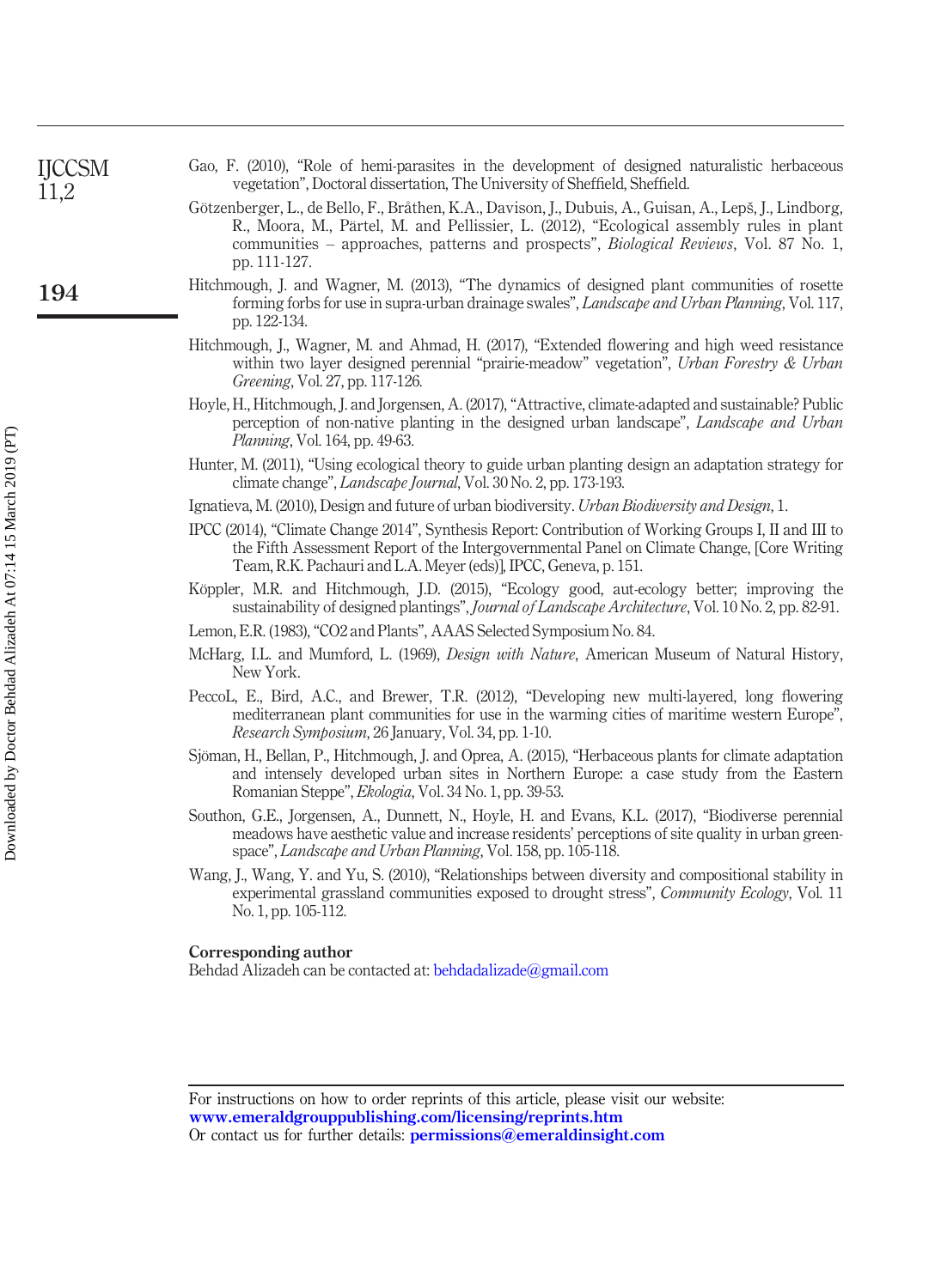Gao, F. (2010), "Role of hemi-parasites in the development of designed naturalistic herbaceous vegetation", Doctoral dissertation, The University of Sheffield, Sheffield.

Götzenberger, L., de Bello, F., Bråthen, K.A., Davison, J., Dubuis, A., Guisan, A., Lepš, J., Lindborg, R., Moora, M., Pärtel, M. and Pellissier, L. (2012), "Ecological assembly rules in plant communities – approaches, patterns and prospects", *Biological Reviews*, Vol. 87 No. 1, pp. 111-127.

Hitchmough, J. and Wagner, M. (2013), "The dynamics of designed plant communities of rosette forming forbs for use in supra-urban drainage swales", *Landscape and Urban Planning*, Vol. 117, pp. 122-134.

Hitchmough, J., Wagner, M. and Ahmad, H. (2017), "Extended flowering and high weed resistance within two layer designed perennial "prairie-meadow" vegetation", *Urban Forestry & Urban Greening*, Vol. 27, pp. 117-126.

Hoyle, H., Hitchmough, J. and Jorgensen, A. (2017), "Attractive, climate-adapted and sustainable? Public perception of non-native planting in the designed urban landscape", *Landscape and Urban Planning*, Vol. 164, pp. 49-63.

Hunter, M. (2011), "Using ecological theory to guide urban planting design an adaptation strategy for climate change", *Landscape Journal*, Vol. 30 No. 2, pp. 173-193.

Ignatieva, M. (2010), Design and future of urban biodiversity. *Urban Biodiversity and Design*, 1.

IPCC (2014), "Climate Change 2014", Synthesis Report: Contribution of Working Groups I, II and III to the Fifth Assessment Report of the Intergovernmental Panel on Climate Change, [Core Writing Team, R.K. Pachauri and L.A. Meyer (eds)], IPCC, Geneva, p. 151.

Köppler, M.R. and Hitchmough, J.D. (2015), "Ecology good, aut-ecology better; improving the sustainability of designed plantings", *Journal of Landscape Architecture*, Vol. 10 No. 2, pp. 82-91.

Lemon, E.R. (1983), "CO2 and Plants", AAAS Selected Symposium No. 84.

McHarg, I.L. and Mumford, L. (1969), *Design with Nature*, American Museum of Natural History, New York.

PeccoL, E., Bird, A.C., and Brewer, T.R. (2012), "Developing new multi-layered, long flowering mediterranean plant communities for use in the warming cities of maritime western Europe", *Research Symposium*, 26 January, Vol. 34, pp. 1-10.

Sjöman, H., Bellan, P., Hitchmough, J. and Oprea, A. (2015), "Herbaceous plants for climate adaptation and intensely developed urban sites in Northern Europe: a case study from the Eastern Romanian Steppe", *Ekologia*, Vol. 34 No. 1, pp. 39-53.

Southon, G.E., Jorgensen, A., Dunnett, N., Hoyle, H. and Evans, K.L. (2017), "Biodiverse perennial meadows have aesthetic value and increase residents' perceptions of site quality in urban green-space", *Landscape and Urban Planning*, Vol. 158, pp. 105-118.

Wang, J., Wang, Y. and Yu, S. (2010), "Relationships between diversity and compositional stability in experimental grassland communities exposed to drought stress", *Community Ecology*, Vol. 11 No. 1, pp. 105-112.

**Corresponding author**

Behdad Alizadeh can be contacted at: behdadalizade@gmail.com

For instructions on how to order reprints of this article, please visit our website:
**www.emeraldgrouppublishing.com/licensing/reprints.htm**
Or contact us for further details: **permissions@emeraldinsight.com**